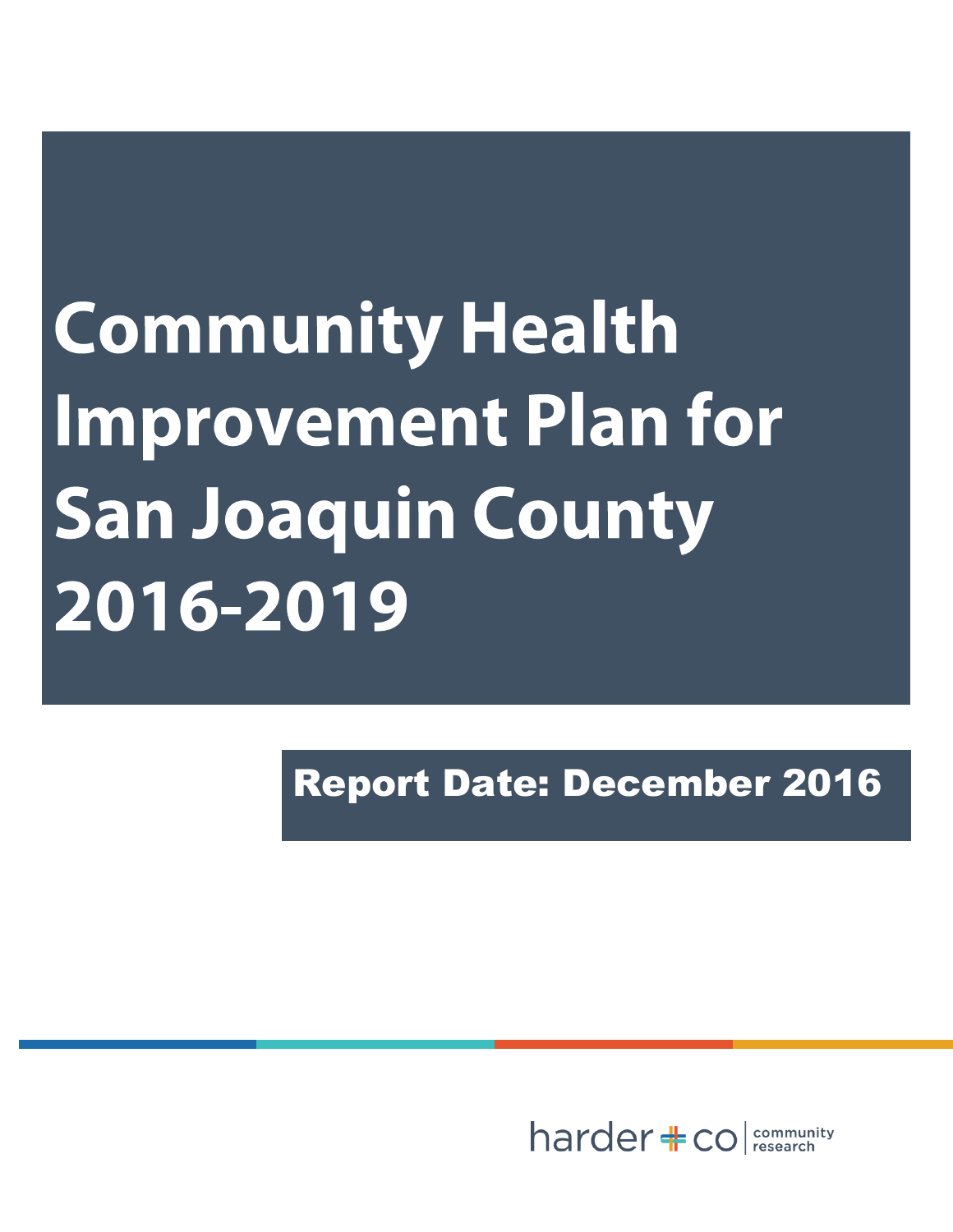# Community Health Improvement Plan for San Joaquin County 2016-2019

**Report Date: December 2016**

harder + co | community research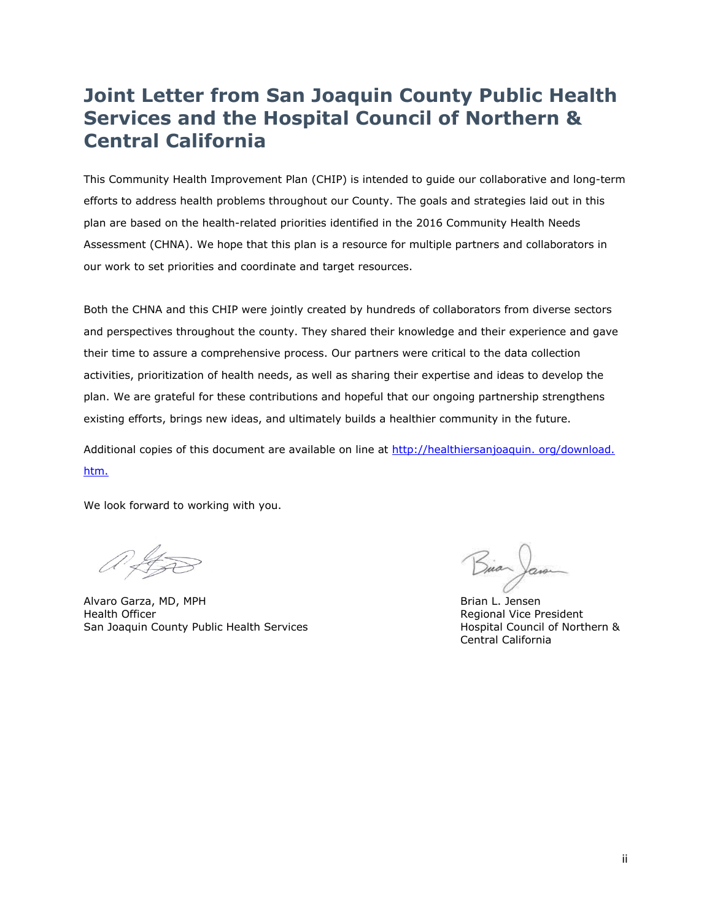# Joint Letter from San Joaquin County Public Health Services and the Hospital Council of Northern & Central California

This Community Health Improvement Plan (CHIP) is intended to guide our collaborative and long-term efforts to address health problems throughout our County. The goals and strategies laid out in this plan are based on the health-related priorities identified in the 2016 Community Health Needs Assessment (CHNA). We hope that this plan is a resource for multiple partners and collaborators in our work to set priorities and coordinate and target resources.

Both the CHNA and this CHIP were jointly created by hundreds of collaborators from diverse sectors and perspectives throughout the county. They shared their knowledge and their experience and gave their time to assure a comprehensive process. Our partners were critical to the data collection activities, prioritization of health needs, as well as sharing their expertise and ideas to develop the plan. We are grateful for these contributions and hopeful that our ongoing partnership strengthens existing efforts, brings new ideas, and ultimately builds a healthier community in the future.

Additional copies of this document are available on line at http://healthiersanjoaquin. org/download. htm.

We look forward to working with you.

Alvaro Garza, MD, MPH
Health Officer
San Joaquin County Public Health Services

Brian L. Jensen
Regional Vice President
Hospital Council of Northern & Central California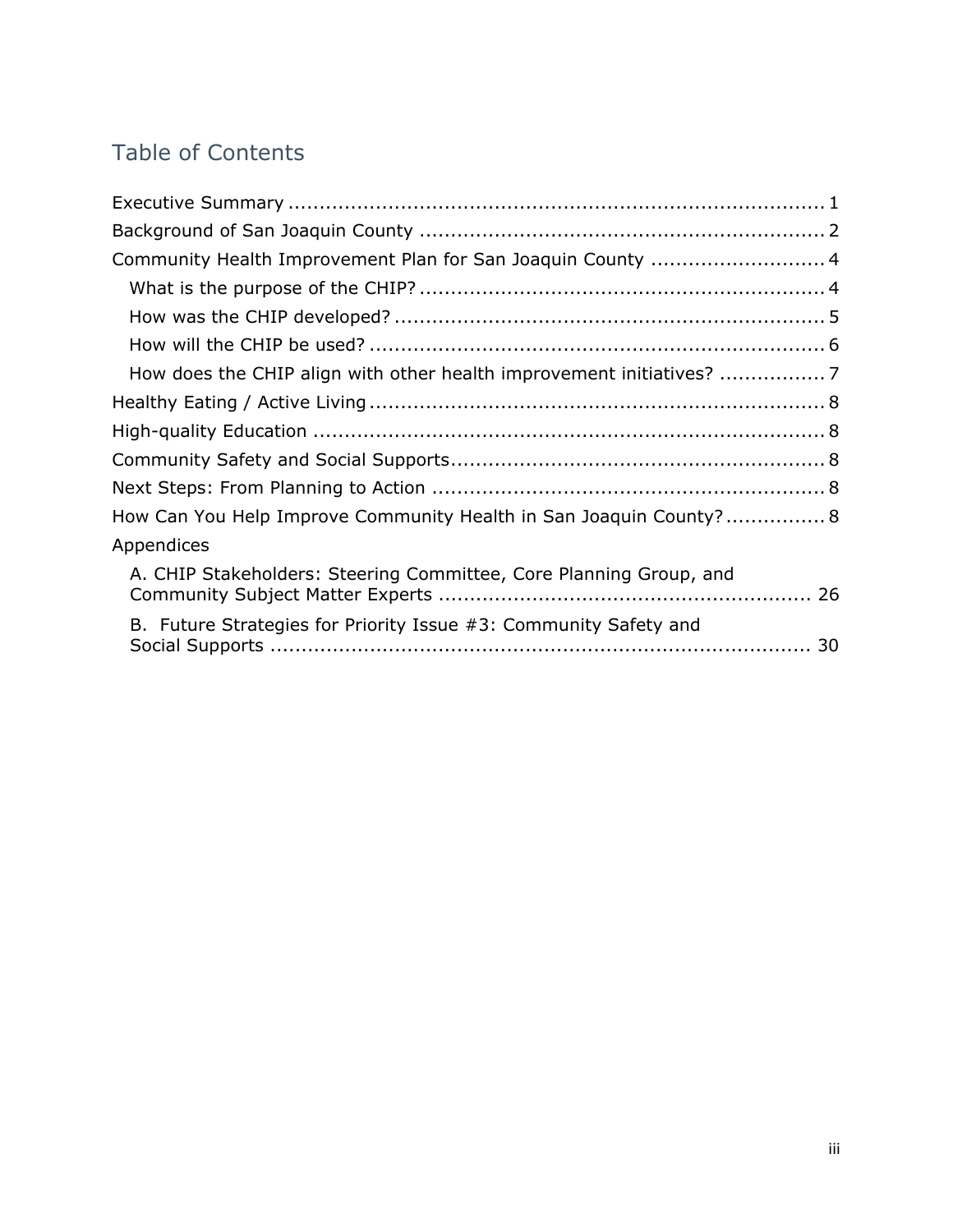## Table of Contents

- Executive Summary ..... 1
- Background of San Joaquin County ..... 2
- Community Health Improvement Plan for San Joaquin County ..... 4
  - What is the purpose of the CHIP? ..... 4
  - How was the CHIP developed? ..... 5
  - How will the CHIP be used? ..... 6
  - How does the CHIP align with other health improvement initiatives? ..... 7
- Healthy Eating / Active Living ..... 8
- High-quality Education ..... 8
- Community Safety and Social Supports ..... 8
- Next Steps: From Planning to Action ..... 8
- How Can You Help Improve Community Health in San Joaquin County? ..... 8
- Appendices
  - A. CHIP Stakeholders: Steering Committee, Core Planning Group, and Community Subject Matter Experts ..... 26
  - B. Future Strategies for Priority Issue #3: Community Safety and Social Supports ..... 30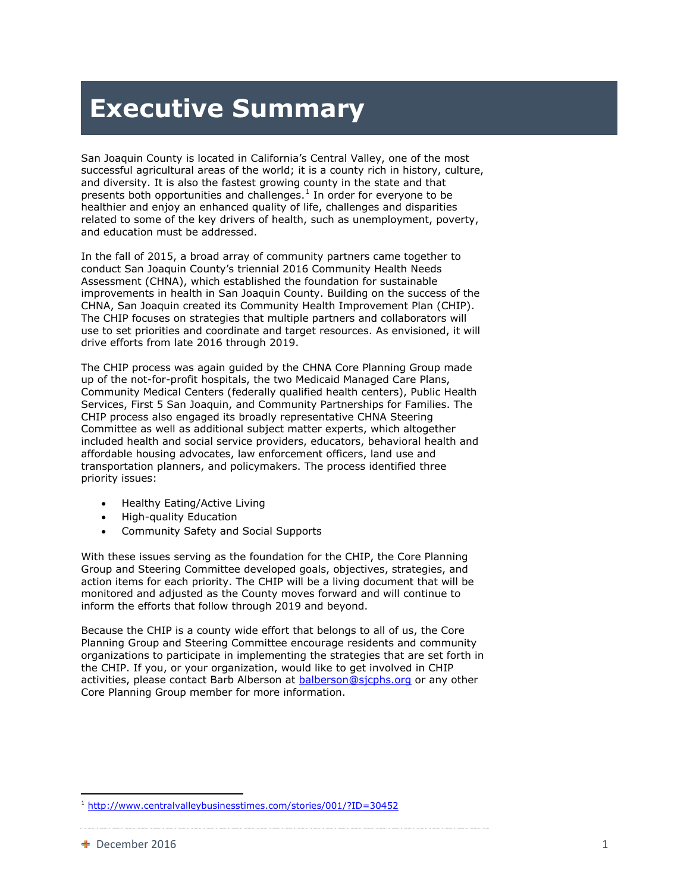# Executive Summary

San Joaquin County is located in California's Central Valley, one of the most successful agricultural areas of the world; it is a county rich in history, culture, and diversity. It is also the fastest growing county in the state and that presents both opportunities and challenges.[1] In order for everyone to be healthier and enjoy an enhanced quality of life, challenges and disparities related to some of the key drivers of health, such as unemployment, poverty, and education must be addressed.

In the fall of 2015, a broad array of community partners came together to conduct San Joaquin County's triennial 2016 Community Health Needs Assessment (CHNA), which established the foundation for sustainable improvements in health in San Joaquin County. Building on the success of the CHNA, San Joaquin created its Community Health Improvement Plan (CHIP). The CHIP focuses on strategies that multiple partners and collaborators will use to set priorities and coordinate and target resources. As envisioned, it will drive efforts from late 2016 through 2019.

The CHIP process was again guided by the CHNA Core Planning Group made up of the not-for-profit hospitals, the two Medicaid Managed Care Plans, Community Medical Centers (federally qualified health centers), Public Health Services, First 5 San Joaquin, and Community Partnerships for Families. The CHIP process also engaged its broadly representative CHNA Steering Committee as well as additional subject matter experts, which altogether included health and social service providers, educators, behavioral health and affordable housing advocates, law enforcement officers, land use and transportation planners, and policymakers. The process identified three priority issues:

- Healthy Eating/Active Living
- High-quality Education
- Community Safety and Social Supports

With these issues serving as the foundation for the CHIP, the Core Planning Group and Steering Committee developed goals, objectives, strategies, and action items for each priority. The CHIP will be a living document that will be monitored and adjusted as the County moves forward and will continue to inform the efforts that follow through 2019 and beyond.

Because the CHIP is a county wide effort that belongs to all of us, the Core Planning Group and Steering Committee encourage residents and community organizations to participate in implementing the strategies that are set forth in the CHIP. If you, or your organization, would like to get involved in CHIP activities, please contact Barb Alberson at balberson@sjcphs.org or any other Core Planning Group member for more information.

[1] http://www.centralvalleybusinesstimes.com/stories/001/?ID=30452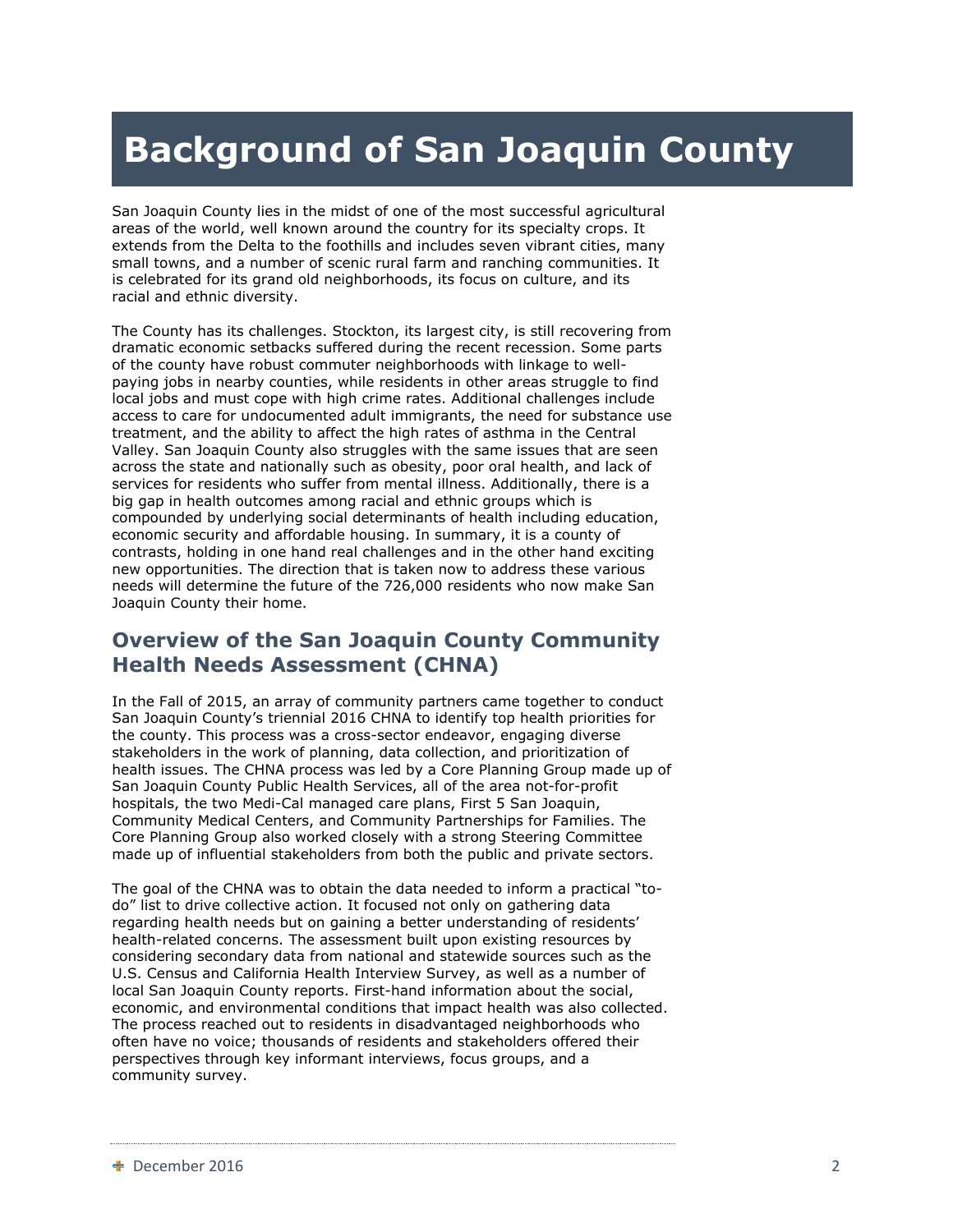# Background of San Joaquin County

San Joaquin County lies in the midst of one of the most successful agricultural areas of the world, well known around the country for its specialty crops. It extends from the Delta to the foothills and includes seven vibrant cities, many small towns, and a number of scenic rural farm and ranching communities. It is celebrated for its grand old neighborhoods, its focus on culture, and its racial and ethnic diversity.

The County has its challenges. Stockton, its largest city, is still recovering from dramatic economic setbacks suffered during the recent recession. Some parts of the county have robust commuter neighborhoods with linkage to well-paying jobs in nearby counties, while residents in other areas struggle to find local jobs and must cope with high crime rates. Additional challenges include access to care for undocumented adult immigrants, the need for substance use treatment, and the ability to affect the high rates of asthma in the Central Valley. San Joaquin County also struggles with the same issues that are seen across the state and nationally such as obesity, poor oral health, and lack of services for residents who suffer from mental illness. Additionally, there is a big gap in health outcomes among racial and ethnic groups which is compounded by underlying social determinants of health including education, economic security and affordable housing. In summary, it is a county of contrasts, holding in one hand real challenges and in the other hand exciting new opportunities. The direction that is taken now to address these various needs will determine the future of the 726,000 residents who now make San Joaquin County their home.

## Overview of the San Joaquin County Community Health Needs Assessment (CHNA)

In the Fall of 2015, an array of community partners came together to conduct San Joaquin County's triennial 2016 CHNA to identify top health priorities for the county. This process was a cross-sector endeavor, engaging diverse stakeholders in the work of planning, data collection, and prioritization of health issues. The CHNA process was led by a Core Planning Group made up of San Joaquin County Public Health Services, all of the area not-for-profit hospitals, the two Medi-Cal managed care plans, First 5 San Joaquin, Community Medical Centers, and Community Partnerships for Families. The Core Planning Group also worked closely with a strong Steering Committee made up of influential stakeholders from both the public and private sectors.

The goal of the CHNA was to obtain the data needed to inform a practical "to-do" list to drive collective action. It focused not only on gathering data regarding health needs but on gaining a better understanding of residents' health-related concerns. The assessment built upon existing resources by considering secondary data from national and statewide sources such as the U.S. Census and California Health Interview Survey, as well as a number of local San Joaquin County reports. First-hand information about the social, economic, and environmental conditions that impact health was also collected. The process reached out to residents in disadvantaged neighborhoods who often have no voice; thousands of residents and stakeholders offered their perspectives through key informant interviews, focus groups, and a community survey.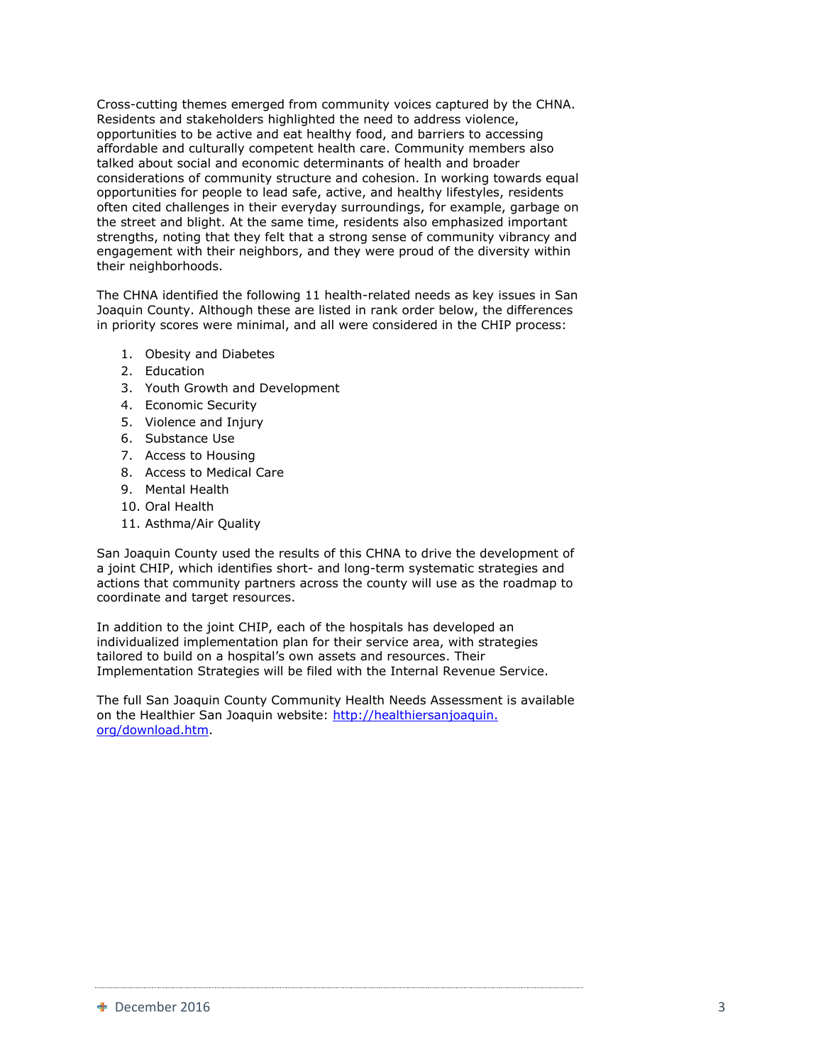Cross-cutting themes emerged from community voices captured by the CHNA. Residents and stakeholders highlighted the need to address violence, opportunities to be active and eat healthy food, and barriers to accessing affordable and culturally competent health care. Community members also talked about social and economic determinants of health and broader considerations of community structure and cohesion. In working towards equal opportunities for people to lead safe, active, and healthy lifestyles, residents often cited challenges in their everyday surroundings, for example, garbage on the street and blight. At the same time, residents also emphasized important strengths, noting that they felt that a strong sense of community vibrancy and engagement with their neighbors, and they were proud of the diversity within their neighborhoods.

The CHNA identified the following 11 health-related needs as key issues in San Joaquin County. Although these are listed in rank order below, the differences in priority scores were minimal, and all were considered in the CHIP process:

1. Obesity and Diabetes
2. Education
3. Youth Growth and Development
4. Economic Security
5. Violence and Injury
6. Substance Use
7. Access to Housing
8. Access to Medical Care
9. Mental Health
10. Oral Health
11. Asthma/Air Quality

San Joaquin County used the results of this CHNA to drive the development of a joint CHIP, which identifies short- and long-term systematic strategies and actions that community partners across the county will use as the roadmap to coordinate and target resources.

In addition to the joint CHIP, each of the hospitals has developed an individualized implementation plan for their service area, with strategies tailored to build on a hospital's own assets and resources. Their Implementation Strategies will be filed with the Internal Revenue Service.

The full San Joaquin County Community Health Needs Assessment is available on the Healthier San Joaquin website: [http://healthiersanjoaquin.org/download.htm](http://healthiersanjoaquin.org/download.htm).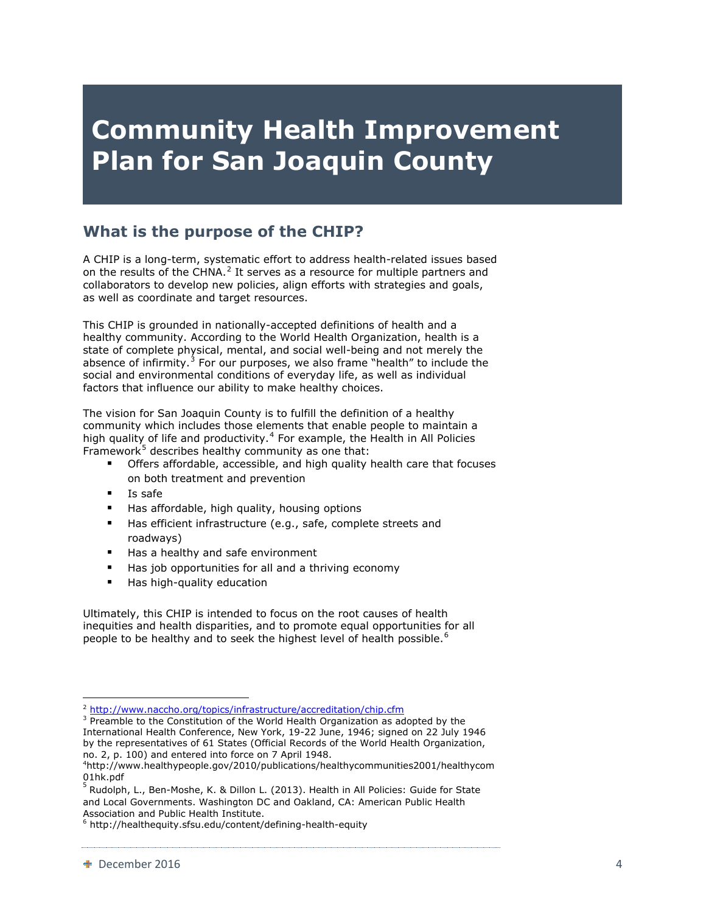# Community Health Improvement Plan for San Joaquin County

## What is the purpose of the CHIP?

A CHIP is a long-term, systematic effort to address health-related issues based on the results of the CHNA.[2] It serves as a resource for multiple partners and collaborators to develop new policies, align efforts with strategies and goals, as well as coordinate and target resources.

This CHIP is grounded in nationally-accepted definitions of health and a healthy community. According to the World Health Organization, health is a state of complete physical, mental, and social well-being and not merely the absence of infirmity.[3] For our purposes, we also frame "health" to include the social and environmental conditions of everyday life, as well as individual factors that influence our ability to make healthy choices.

The vision for San Joaquin County is to fulfill the definition of a healthy community which includes those elements that enable people to maintain a high quality of life and productivity.[4] For example, the Health in All Policies Framework[5] describes healthy community as one that:

- Offers affordable, accessible, and high quality health care that focuses on both treatment and prevention
- Is safe
- Has affordable, high quality, housing options
- Has efficient infrastructure (e.g., safe, complete streets and roadways)
- Has a healthy and safe environment
- Has job opportunities for all and a thriving economy
- Has high-quality education

Ultimately, this CHIP is intended to focus on the root causes of health inequities and health disparities, and to promote equal opportunities for all people to be healthy and to seek the highest level of health possible.[6]

---

[2] http://www.naccho.org/topics/infrastructure/accreditation/chip.cfm

[3] Preamble to the Constitution of the World Health Organization as adopted by the International Health Conference, New York, 19-22 June, 1946; signed on 22 July 1946 by the representatives of 61 States (Official Records of the World Health Organization, no. 2, p. 100) and entered into force on 7 April 1948.

[4] http://www.healthypeople.gov/2010/publications/healthycommunities2001/healthycom01hk.pdf

[5] Rudolph, L., Ben-Moshe, K. & Dillon L. (2013). Health in All Policies: Guide for State and Local Governments. Washington DC and Oakland, CA: American Public Health Association and Public Health Institute.

[6] http://healthequity.sfsu.edu/content/defining-health-equity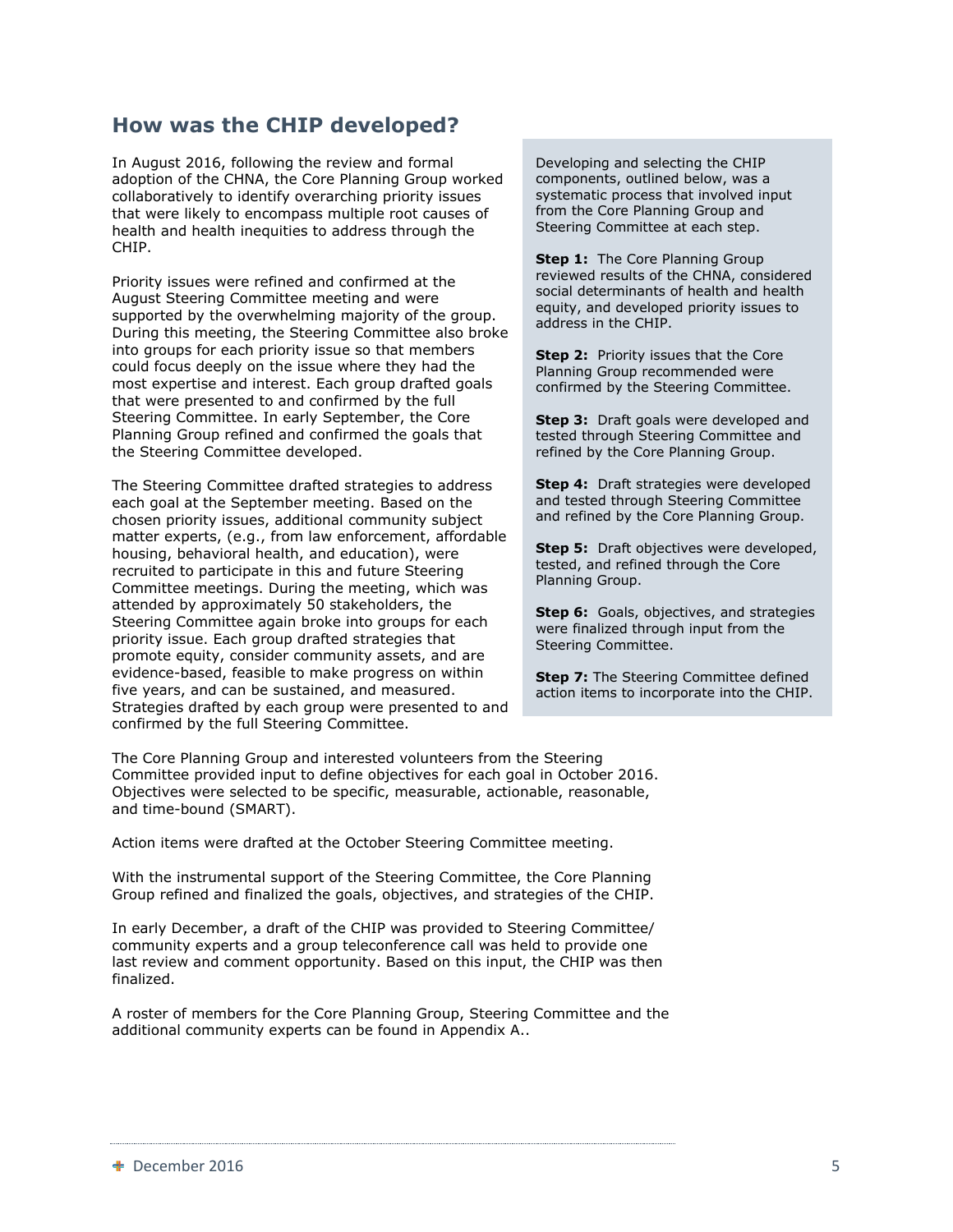## How was the CHIP developed?

In August 2016, following the review and formal adoption of the CHNA, the Core Planning Group worked collaboratively to identify overarching priority issues that were likely to encompass multiple root causes of health and health inequities to address through the CHIP.

Priority issues were refined and confirmed at the August Steering Committee meeting and were supported by the overwhelming majority of the group. During this meeting, the Steering Committee also broke into groups for each priority issue so that members could focus deeply on the issue where they had the most expertise and interest. Each group drafted goals that were presented to and confirmed by the full Steering Committee. In early September, the Core Planning Group refined and confirmed the goals that the Steering Committee developed.

The Steering Committee drafted strategies to address each goal at the September meeting. Based on the chosen priority issues, additional community subject matter experts, (e.g., from law enforcement, affordable housing, behavioral health, and education), were recruited to participate in this and future Steering Committee meetings. During the meeting, which was attended by approximately 50 stakeholders, the Steering Committee again broke into groups for each priority issue. Each group drafted strategies that promote equity, consider community assets, and are evidence-based, feasible to make progress on within five years, and can be sustained, and measured. Strategies drafted by each group were presented to and confirmed by the full Steering Committee.

Developing and selecting the CHIP components, outlined below, was a systematic process that involved input from the Core Planning Group and Steering Committee at each step.

**Step 1:** The Core Planning Group reviewed results of the CHNA, considered social determinants of health and health equity, and developed priority issues to address in the CHIP.

**Step 2:** Priority issues that the Core Planning Group recommended were confirmed by the Steering Committee.

**Step 3:** Draft goals were developed and tested through Steering Committee and refined by the Core Planning Group.

**Step 4:** Draft strategies were developed and tested through Steering Committee and refined by the Core Planning Group.

**Step 5:** Draft objectives were developed, tested, and refined through the Core Planning Group.

**Step 6:** Goals, objectives, and strategies were finalized through input from the Steering Committee.

**Step 7:** The Steering Committee defined action items to incorporate into the CHIP.

The Core Planning Group and interested volunteers from the Steering Committee provided input to define objectives for each goal in October 2016. Objectives were selected to be specific, measurable, actionable, reasonable, and time-bound (SMART).

Action items were drafted at the October Steering Committee meeting.

With the instrumental support of the Steering Committee, the Core Planning Group refined and finalized the goals, objectives, and strategies of the CHIP.

In early December, a draft of the CHIP was provided to Steering Committee/ community experts and a group teleconference call was held to provide one last review and comment opportunity. Based on this input, the CHIP was then finalized.

A roster of members for the Core Planning Group, Steering Committee and the additional community experts can be found in Appendix A..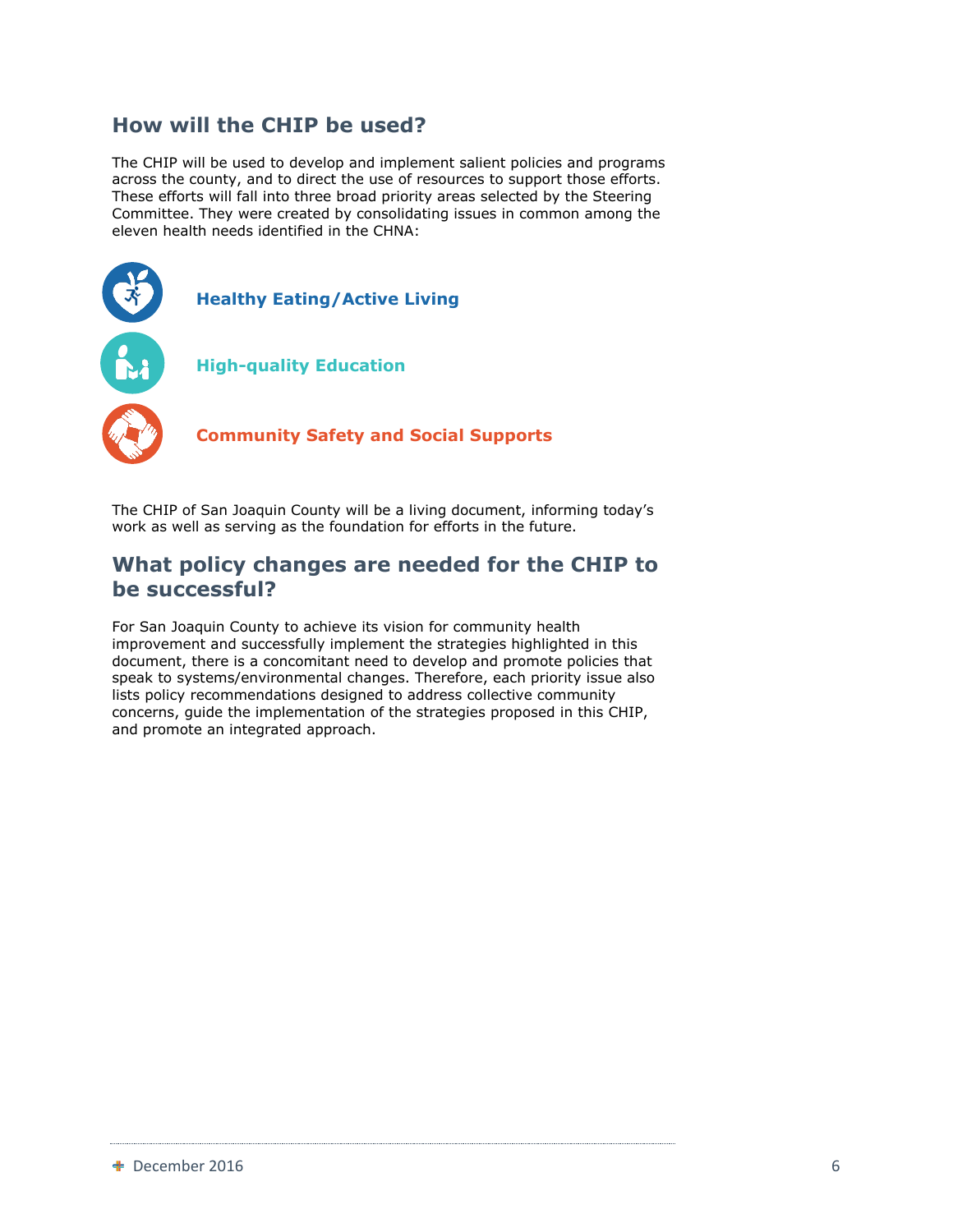## How will the CHIP be used?

The CHIP will be used to develop and implement salient policies and programs across the county, and to direct the use of resources to support those efforts. These efforts will fall into three broad priority areas selected by the Steering Committee. They were created by consolidating issues in common among the eleven health needs identified in the CHNA:

**Healthy Eating/Active Living**

**High-quality Education**

**Community Safety and Social Supports**

The CHIP of San Joaquin County will be a living document, informing today's work as well as serving as the foundation for efforts in the future.

## What policy changes are needed for the CHIP to be successful?

For San Joaquin County to achieve its vision for community health improvement and successfully implement the strategies highlighted in this document, there is a concomitant need to develop and promote policies that speak to systems/environmental changes. Therefore, each priority issue also lists policy recommendations designed to address collective community concerns, guide the implementation of the strategies proposed in this CHIP, and promote an integrated approach.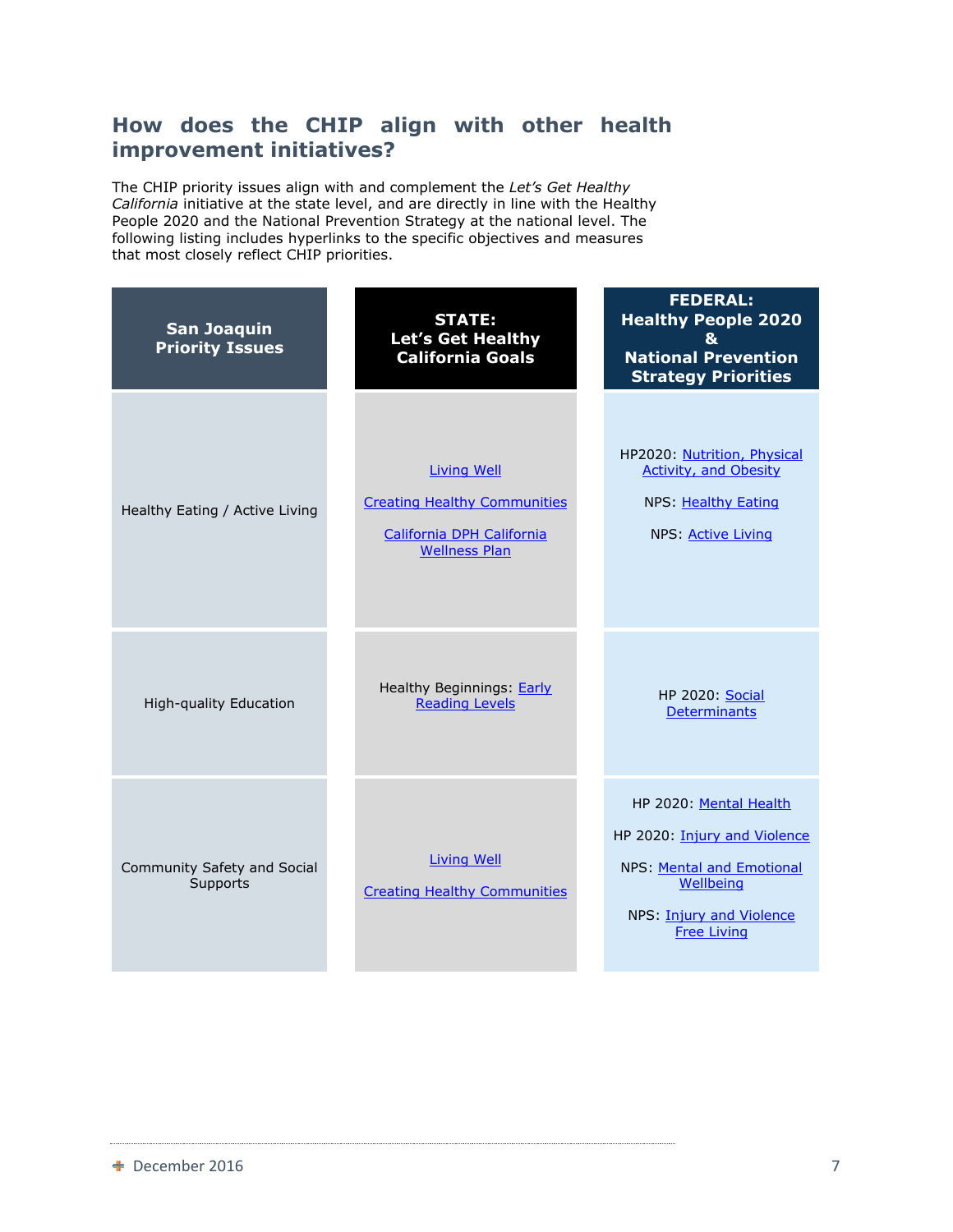## How does the CHIP align with other health improvement initiatives?

The CHIP priority issues align with and complement the *Let's Get Healthy California* initiative at the state level, and are directly in line with the Healthy People 2020 and the National Prevention Strategy at the national level. The following listing includes hyperlinks to the specific objectives and measures that most closely reflect CHIP priorities.

| San Joaquin Priority Issues | STATE: Let's Get Healthy California Goals | FEDERAL: Healthy People 2020 & National Prevention Strategy Priorities |
|---|---|---|
| Healthy Eating / Active Living | Living Well<br><br>Creating Healthy Communities<br><br>California DPH California Wellness Plan | HP2020: Nutrition, Physical Activity, and Obesity<br><br>NPS: Healthy Eating<br><br>NPS: Active Living |
| High-quality Education | Healthy Beginnings: Early Reading Levels | HP 2020: Social Determinants |
| Community Safety and Social Supports | Living Well<br><br>Creating Healthy Communities | HP 2020: Mental Health<br><br>HP 2020: Injury and Violence<br><br>NPS: Mental and Emotional Wellbeing<br><br>NPS: Injury and Violence Free Living |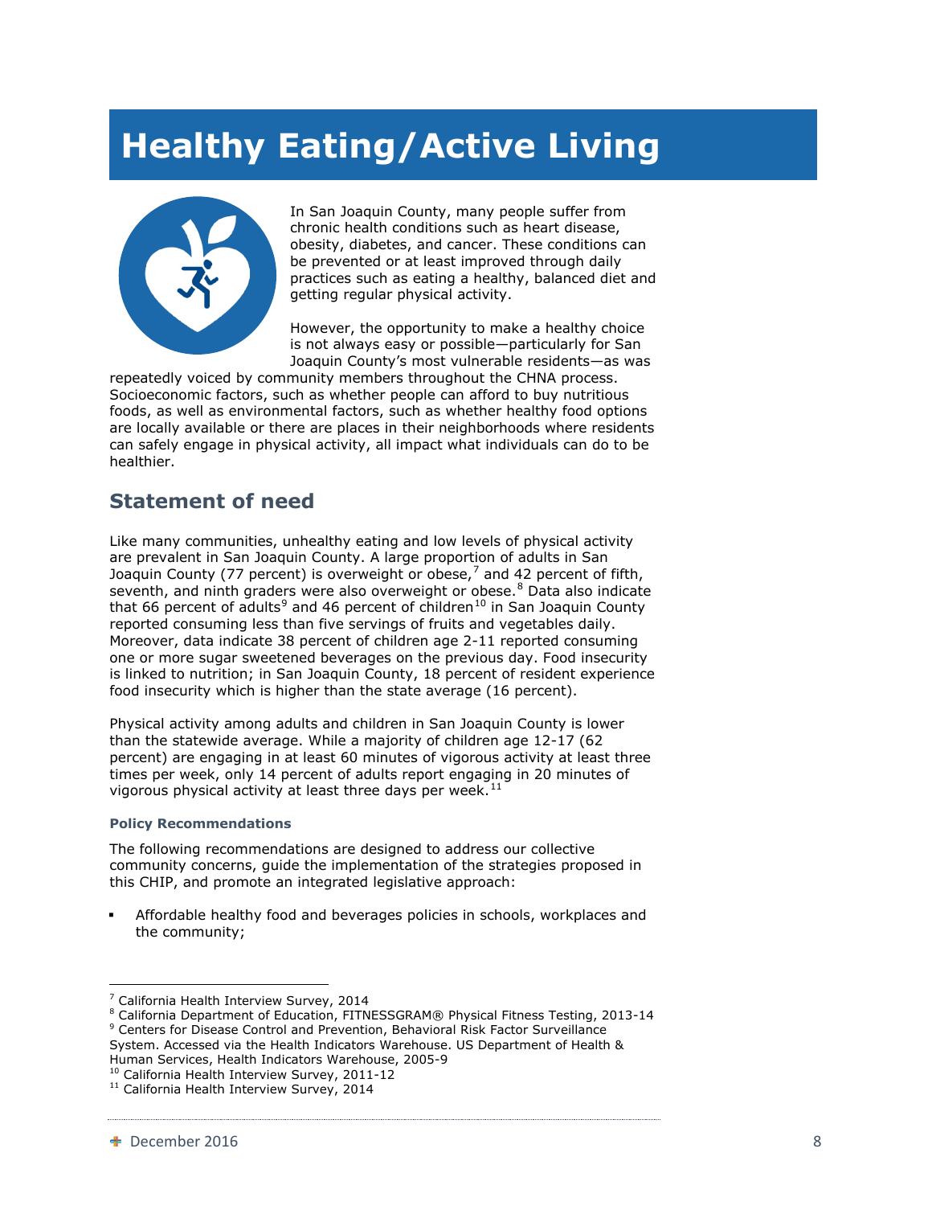# Healthy Eating/Active Living

In San Joaquin County, many people suffer from chronic health conditions such as heart disease, obesity, diabetes, and cancer. These conditions can be prevented or at least improved through daily practices such as eating a healthy, balanced diet and getting regular physical activity.

However, the opportunity to make a healthy choice is not always easy or possible—particularly for San Joaquin County's most vulnerable residents—as was repeatedly voiced by community members throughout the CHNA process. Socioeconomic factors, such as whether people can afford to buy nutritious foods, as well as environmental factors, such as whether healthy food options are locally available or there are places in their neighborhoods where residents can safely engage in physical activity, all impact what individuals can do to be healthier.

## Statement of need

Like many communities, unhealthy eating and low levels of physical activity are prevalent in San Joaquin County. A large proportion of adults in San Joaquin County (77 percent) is overweight or obese,[7] and 42 percent of fifth, seventh, and ninth graders were also overweight or obese.[8] Data also indicate that 66 percent of adults[9] and 46 percent of children[10] in San Joaquin County reported consuming less than five servings of fruits and vegetables daily. Moreover, data indicate 38 percent of children age 2-11 reported consuming one or more sugar sweetened beverages on the previous day. Food insecurity is linked to nutrition; in San Joaquin County, 18 percent of resident experience food insecurity which is higher than the state average (16 percent).

Physical activity among adults and children in San Joaquin County is lower than the statewide average. While a majority of children age 12-17 (62 percent) are engaging in at least 60 minutes of vigorous activity at least three times per week, only 14 percent of adults report engaging in 20 minutes of vigorous physical activity at least three days per week.[11]

#### Policy Recommendations

The following recommendations are designed to address our collective community concerns, guide the implementation of the strategies proposed in this CHIP, and promote an integrated legislative approach:

- Affordable healthy food and beverages policies in schools, workplaces and the community;

---

[7] California Health Interview Survey, 2014

[8] California Department of Education, FITNESSGRAM® Physical Fitness Testing, 2013-14

[9] Centers for Disease Control and Prevention, Behavioral Risk Factor Surveillance System. Accessed via the Health Indicators Warehouse. US Department of Health & Human Services, Health Indicators Warehouse, 2005-9

[10] California Health Interview Survey, 2011-12

[11] California Health Interview Survey, 2014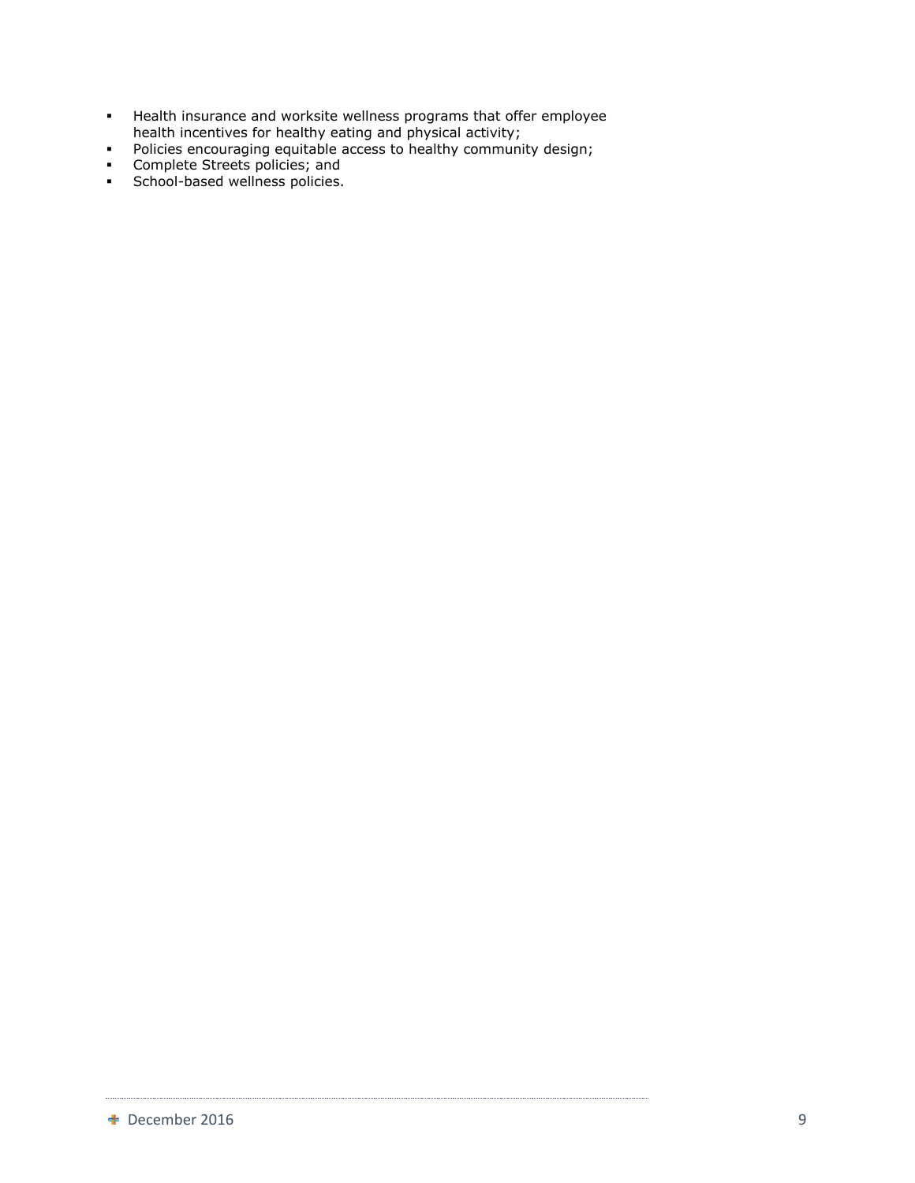- Health insurance and worksite wellness programs that offer employee health incentives for healthy eating and physical activity;
- Policies encouraging equitable access to healthy community design;
- Complete Streets policies; and
- School-based wellness policies.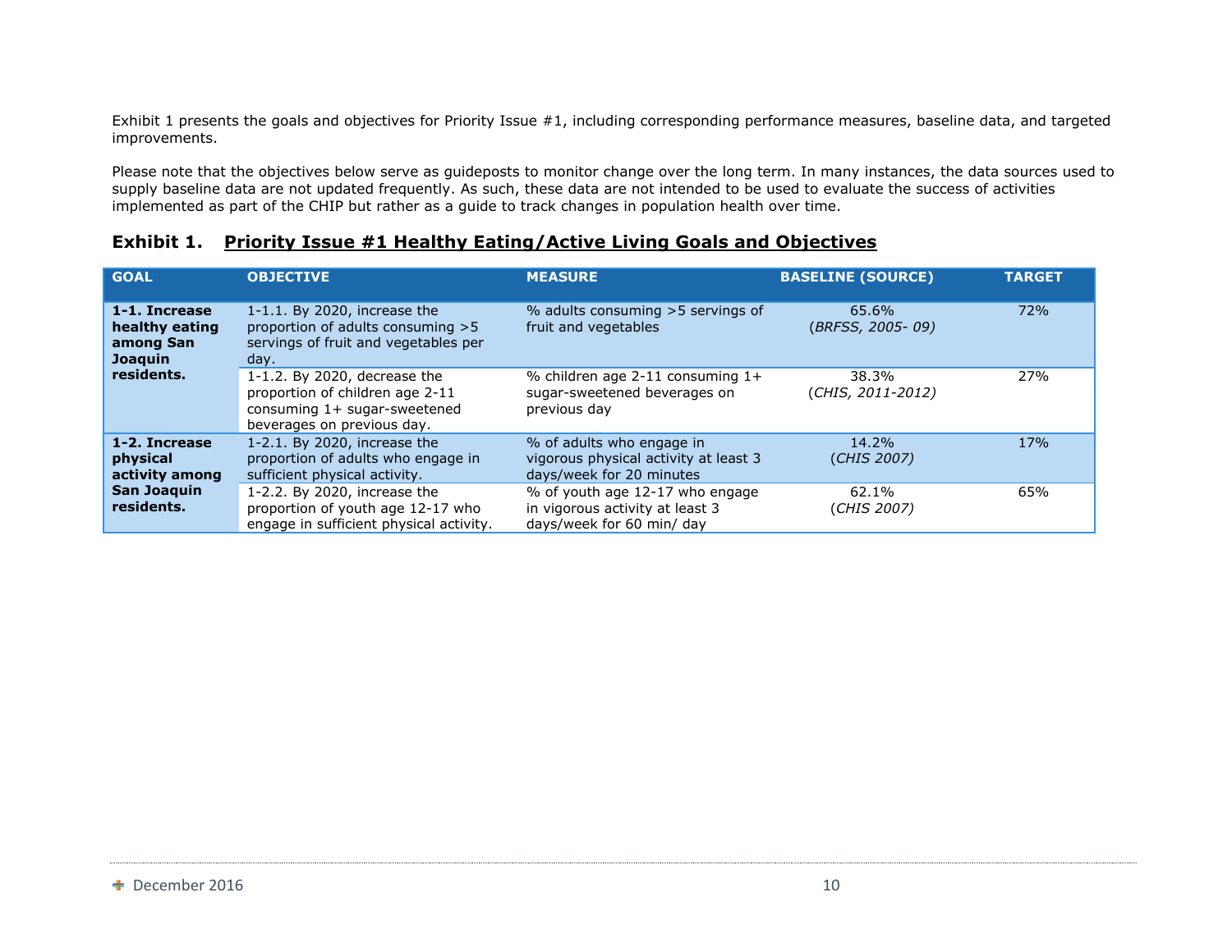Exhibit 1 presents the goals and objectives for Priority Issue #1, including corresponding performance measures, baseline data, and targeted improvements.

Please note that the objectives below serve as guideposts to monitor change over the long term. In many instances, the data sources used to supply baseline data are not updated frequently. As such, these data are not intended to be used to evaluate the success of activities implemented as part of the CHIP but rather as a guide to track changes in population health over time.

### Exhibit 1. Priority Issue #1 Healthy Eating/Active Living Goals and Objectives

| GOAL | OBJECTIVE | MEASURE | BASELINE (SOURCE) | TARGET |
|---|---|---|---|---|
| **1-1. Increase healthy eating among San Joaquin residents.** | 1-1.1. By 2020, increase the proportion of adults consuming >5 servings of fruit and vegetables per day. | % adults consuming >5 servings of fruit and vegetables | 65.6% (*BRFSS, 2005- 09)* | 72% |
| | 1-1.2. By 2020, decrease the proportion of children age 2-11 consuming 1+ sugar-sweetened beverages on previous day. | % children age 2-11 consuming 1+ sugar-sweetened beverages on previous day | 38.3% (*CHIS, 2011-2012)* | 27% |
| **1-2. Increase physical activity among San Joaquin residents.** | 1-2.1. By 2020, increase the proportion of adults who engage in sufficient physical activity. | % of adults who engage in vigorous physical activity at least 3 days/week for 20 minutes | 14.2% (*CHIS 2007)* | 17% |
| | 1-2.2. By 2020, increase the proportion of youth age 12-17 who engage in sufficient physical activity. | % of youth age 12-17 who engage in vigorous activity at least 3 days/week for 60 min/ day | 62.1% (*CHIS 2007)* | 65% |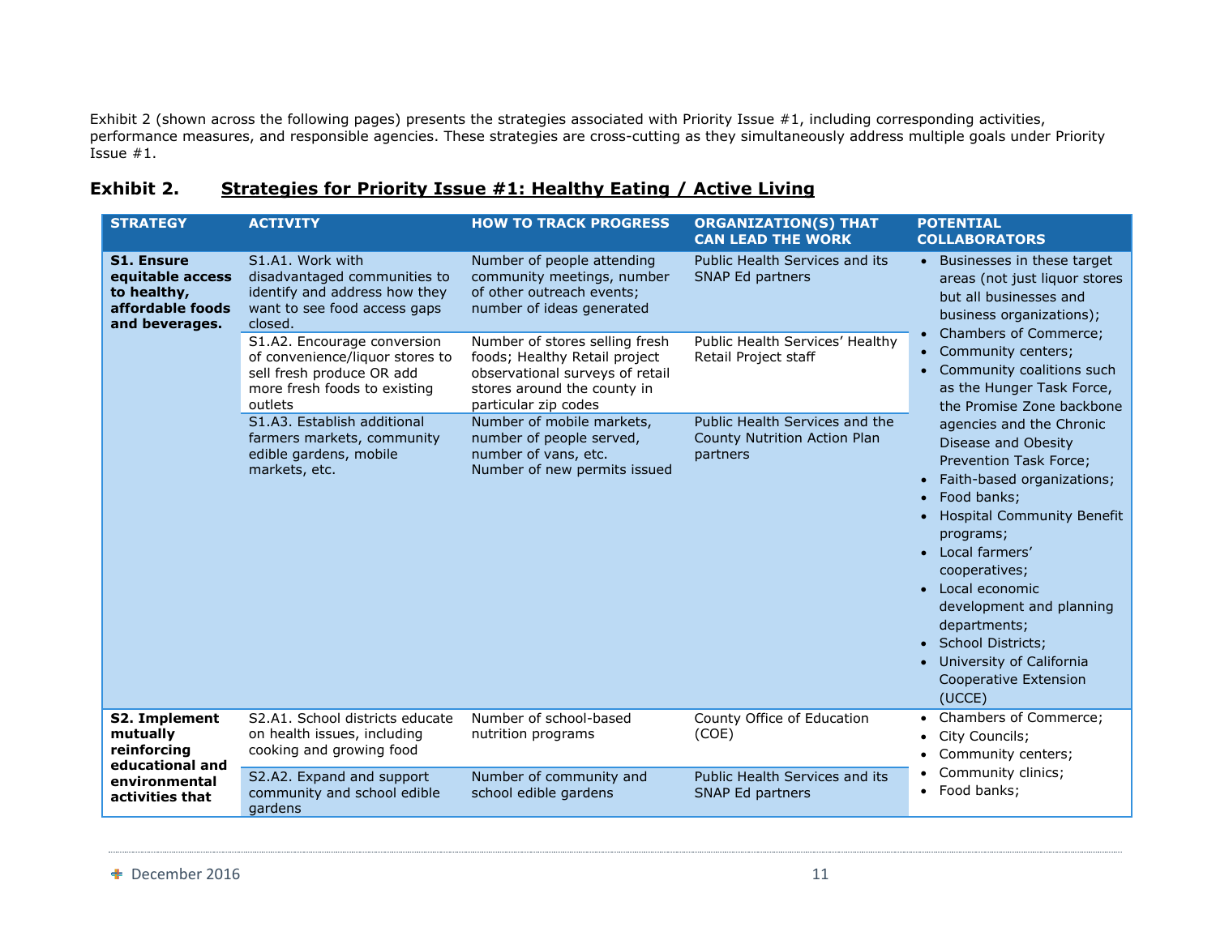Exhibit 2 (shown across the following pages) presents the strategies associated with Priority Issue #1, including corresponding activities, performance measures, and responsible agencies. These strategies are cross-cutting as they simultaneously address multiple goals under Priority Issue #1.

## Exhibit 2. Strategies for Priority Issue #1: Healthy Eating / Active Living

| STRATEGY | ACTIVITY | HOW TO TRACK PROGRESS | ORGANIZATION(S) THAT CAN LEAD THE WORK | POTENTIAL COLLABORATORS |
|---|---|---|---|---|
| **S1. Ensure equitable access to healthy, affordable foods and beverages.** | S1.A1. Work with disadvantaged communities to identify and address how they want to see food access gaps closed. | Number of people attending community meetings, number of other outreach events; number of ideas generated | Public Health Services and its SNAP Ed partners | • Businesses in these target areas (not just liquor stores but all businesses and business organizations);<br>• Chambers of Commerce;<br>• Community centers;<br>• Community coalitions such as the Hunger Task Force, the Promise Zone backbone agencies and the Chronic Disease and Obesity Prevention Task Force;<br>• Faith-based organizations;<br>• Food banks;<br>• Hospital Community Benefit programs;<br>• Local farmers' cooperatives;<br>• Local economic development and planning departments;<br>• School Districts;<br>• University of California Cooperative Extension (UCCE) |
| | S1.A2. Encourage conversion of convenience/liquor stores to sell fresh produce OR add more fresh foods to existing outlets | Number of stores selling fresh foods; Healthy Retail project observational surveys of retail stores around the county in particular zip codes | Public Health Services' Healthy Retail Project staff | |
| | S1.A3. Establish additional farmers markets, community edible gardens, mobile markets, etc. | Number of mobile markets, number of people served, number of vans, etc.<br>Number of new permits issued | Public Health Services and the County Nutrition Action Plan partners | |
| **S2. Implement mutually reinforcing educational and environmental activities that** | S2.A1. School districts educate on health issues, including cooking and growing food | Number of school-based nutrition programs | County Office of Education (COE) | • Chambers of Commerce;<br>• City Councils;<br>• Community centers;<br>• Community clinics;<br>• Food banks; |
| | S2.A2. Expand and support community and school edible gardens | Number of community and school edible gardens | Public Health Services and its SNAP Ed partners | |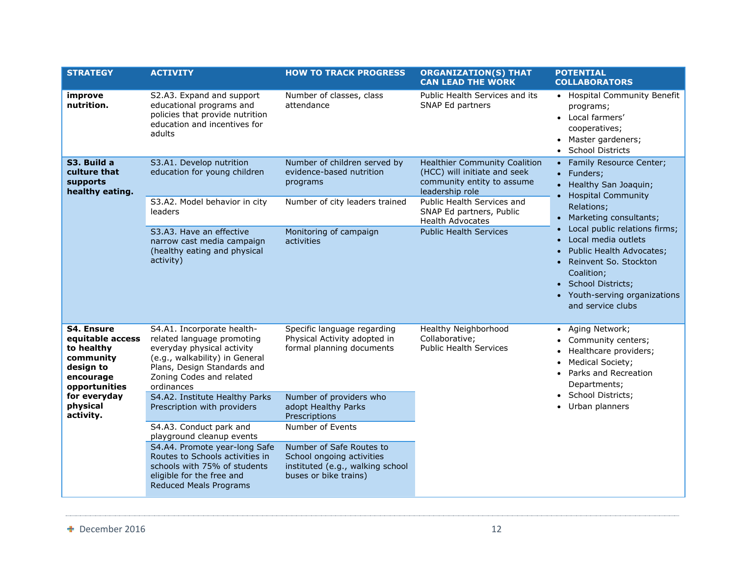| STRATEGY | ACTIVITY | HOW TO TRACK PROGRESS | ORGANIZATION(S) THAT CAN LEAD THE WORK | POTENTIAL COLLABORATORS |
|---|---|---|---|---|
| **improve nutrition.** | S2.A3. Expand and support educational programs and policies that provide nutrition education and incentives for adults | Number of classes, class attendance | Public Health Services and its SNAP Ed partners | • Hospital Community Benefit programs;<br>• Local farmers' cooperatives;<br>• Master gardeners;<br>• School Districts |
| **S3. Build a culture that supports healthy eating.** | S3.A1. Develop nutrition education for young children | Number of children served by evidence-based nutrition programs | Healthier Community Coalition (HCC) will initiate and seek community entity to assume leadership role | • Family Resource Center;<br>• Funders;<br>• Healthy San Joaquin;<br>• Hospital Community Relations;<br>• Marketing consultants;<br>• Local public relations firms;<br>• Local media outlets<br>• Public Health Advocates;<br>• Reinvent So. Stockton Coalition;<br>• School Districts;<br>• Youth-serving organizations and service clubs |
| | S3.A2. Model behavior in city leaders | Number of city leaders trained | Public Health Services and SNAP Ed partners, Public Health Advocates | |
| | S3.A3. Have an effective narrow cast media campaign (healthy eating and physical activity) | Monitoring of campaign activities | Public Health Services | |
| **S4. Ensure equitable access to healthy community design to encourage opportunities for everyday physical activity.** | S4.A1. Incorporate health-related language promoting everyday physical activity (e.g., walkability) in General Plans, Design Standards and Zoning Codes and related ordinances | Specific language regarding Physical Activity adopted in formal planning documents | Healthy Neighborhood Collaborative;<br>Public Health Services | • Aging Network;<br>• Community centers;<br>• Healthcare providers;<br>• Medical Society;<br>• Parks and Recreation Departments;<br>• School Districts;<br>• Urban planners |
| | S4.A2. Institute Healthy Parks Prescription with providers | Number of providers who adopt Healthy Parks Prescriptions | | |
| | S4.A3. Conduct park and playground cleanup events | Number of Events | | |
| | S4.A4. Promote year-long Safe Routes to Schools activities in schools with 75% of students eligible for the free and Reduced Meals Programs | Number of Safe Routes to School ongoing activities instituted (e.g., walking school buses or bike trains) | | |

December 2016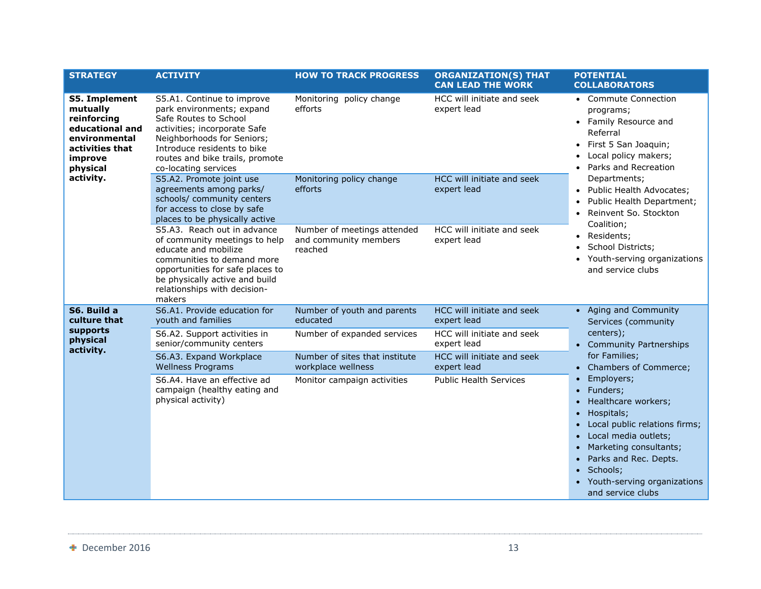| STRATEGY | ACTIVITY | HOW TO TRACK PROGRESS | ORGANIZATION(S) THAT CAN LEAD THE WORK | POTENTIAL COLLABORATORS |
|---|---|---|---|---|
| **S5. Implement mutually reinforcing educational and environmental activities that improve physical activity.** | S5.A1. Continue to improve park environments; expand Safe Routes to School activities; incorporate Safe Neighborhoods for Seniors; Introduce residents to bike routes and bike trails, promote co-locating services | Monitoring policy change efforts | HCC will initiate and seek expert lead | • Commute Connection programs; • Family Resource and Referral • First 5 San Joaquin; • Local policy makers; • Parks and Recreation Departments; • Public Health Advocates; • Public Health Department; • Reinvent So. Stockton Coalition; • Residents; • School Districts; • Youth-serving organizations and service clubs |
| | S5.A2. Promote joint use agreements among parks/ schools/ community centers for access to close by safe places to be physically active | Monitoring policy change efforts | HCC will initiate and seek expert lead | |
| | S5.A3. Reach out in advance of community meetings to help educate and mobilize communities to demand more opportunities for safe places to be physically active and build relationships with decision-makers | Number of meetings attended and community members reached | HCC will initiate and seek expert lead | |
| **S6. Build a culture that supports physical activity.** | S6.A1. Provide education for youth and families | Number of youth and parents educated | HCC will initiate and seek expert lead | • Aging and Community Services (community centers); • Community Partnerships for Families; • Chambers of Commerce; • Employers; • Funders; • Healthcare workers; • Hospitals; • Local public relations firms; • Local media outlets; • Marketing consultants; • Parks and Rec. Depts. • Schools; • Youth-serving organizations and service clubs |
| | S6.A2. Support activities in senior/community centers | Number of expanded services | HCC will initiate and seek expert lead | |
| | S6.A3. Expand Workplace Wellness Programs | Number of sites that institute workplace wellness | HCC will initiate and seek expert lead | |
| | S6.A4. Have an effective ad campaign (healthy eating and physical activity) | Monitor campaign activities | Public Health Services | |

December 2016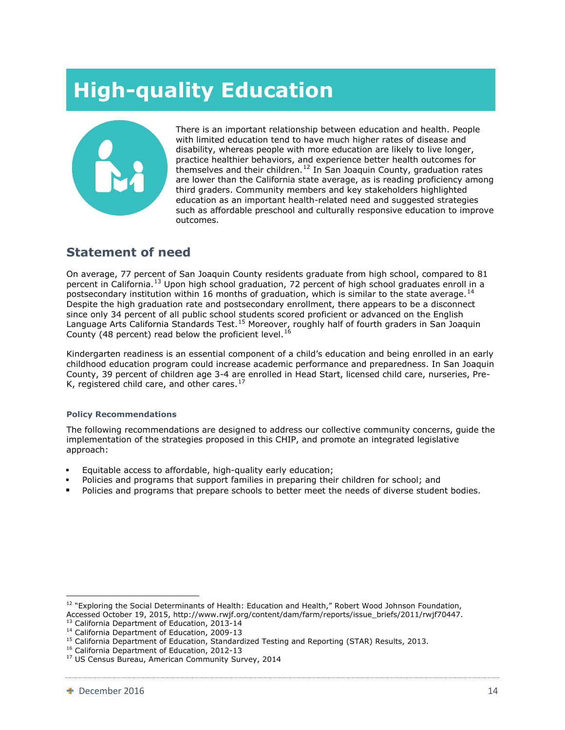# High-quality Education

There is an important relationship between education and health. People with limited education tend to have much higher rates of disease and disability, whereas people with more education are likely to live longer, practice healthier behaviors, and experience better health outcomes for themselves and their children.[12] In San Joaquin County, graduation rates are lower than the California state average, as is reading proficiency among third graders. Community members and key stakeholders highlighted education as an important health-related need and suggested strategies such as affordable preschool and culturally responsive education to improve outcomes.

## Statement of need

On average, 77 percent of San Joaquin County residents graduate from high school, compared to 81 percent in California.[13] Upon high school graduation, 72 percent of high school graduates enroll in a postsecondary institution within 16 months of graduation, which is similar to the state average.[14] Despite the high graduation rate and postsecondary enrollment, there appears to be a disconnect since only 34 percent of all public school students scored proficient or advanced on the English Language Arts California Standards Test.[15] Moreover, roughly half of fourth graders in San Joaquin County (48 percent) read below the proficient level.[16]

Kindergarten readiness is an essential component of a child's education and being enrolled in an early childhood education program could increase academic performance and preparedness. In San Joaquin County, 39 percent of children age 3-4 are enrolled in Head Start, licensed child care, nurseries, Pre-K, registered child care, and other cares.[17]

#### Policy Recommendations

The following recommendations are designed to address our collective community concerns, guide the implementation of the strategies proposed in this CHIP, and promote an integrated legislative approach:

- Equitable access to affordable, high-quality early education;
- Policies and programs that support families in preparing their children for school; and
- Policies and programs that prepare schools to better meet the needs of diverse student bodies.

---

[12] "Exploring the Social Determinants of Health: Education and Health," Robert Wood Johnson Foundation, Accessed October 19, 2015, http://www.rwjf.org/content/dam/farm/reports/issue_briefs/2011/rwjf70447.

[13] California Department of Education, 2013-14

[14] California Department of Education, 2009-13

[15] California Department of Education, Standardized Testing and Reporting (STAR) Results, 2013.

[16] California Department of Education, 2012-13

[17] US Census Bureau, American Community Survey, 2014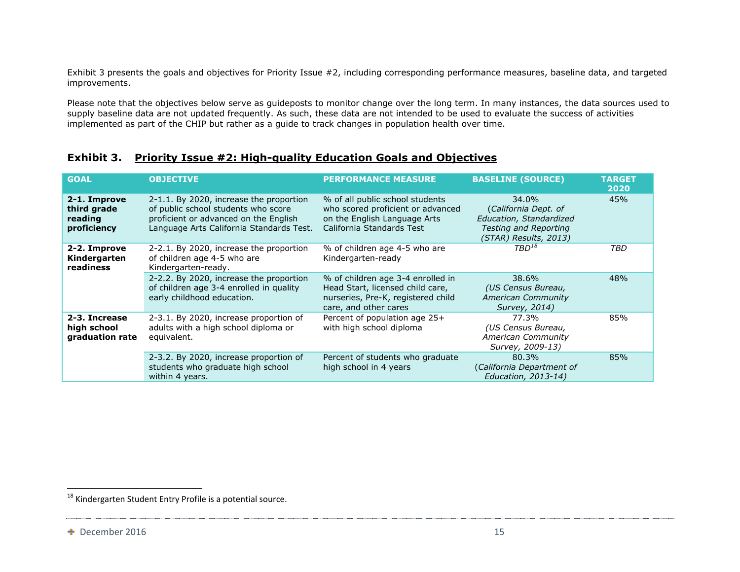Exhibit 3 presents the goals and objectives for Priority Issue #2, including corresponding performance measures, baseline data, and targeted improvements.

Please note that the objectives below serve as guideposts to monitor change over the long term. In many instances, the data sources used to supply baseline data are not updated frequently. As such, these data are not intended to be used to evaluate the success of activities implemented as part of the CHIP but rather as a guide to track changes in population health over time.

## Exhibit 3. Priority Issue #2: High-quality Education Goals and Objectives

| GOAL | OBJECTIVE | PERFORMANCE MEASURE | BASELINE (SOURCE) | TARGET 2020 |
|---|---|---|---|---|
| **2-1. Improve third grade reading proficiency** | 2-1.1. By 2020, increase the proportion of public school students who score proficient or advanced on the English Language Arts California Standards Test. | % of all public school students who scored proficient or advanced on the English Language Arts California Standards Test | 34.0% (*California Dept. of Education, Standardized Testing and Reporting (STAR) Results, 2013)* | 45% |
| **2-2. Improve Kindergarten readiness** | 2-2.1. By 2020, increase the proportion of children age 4-5 who are Kindergarten-ready. | % of children age 4-5 who are Kindergarten-ready | *TBD*[18] | *TBD* |
| | 2-2.2. By 2020, increase the proportion of children age 3-4 enrolled in quality early childhood education. | % of children age 3-4 enrolled in Head Start, licensed child care, nurseries, Pre-K, registered child care, and other cares | 38.6% *(US Census Bureau, American Community Survey, 2014)* | 48% |
| **2-3. Increase high school graduation rate** | 2-3.1. By 2020, increase proportion of adults with a high school diploma or equivalent. | Percent of population age 25+ with high school diploma | 77.3% *(US Census Bureau, American Community Survey, 2009-13)* | 85% |
| | 2-3.2. By 2020, increase proportion of students who graduate high school within 4 years. | Percent of students who graduate high school in 4 years | 80.3% (*California Department of Education, 2013-14)* | 85% |

[18] Kindergarten Student Entry Profile is a potential source.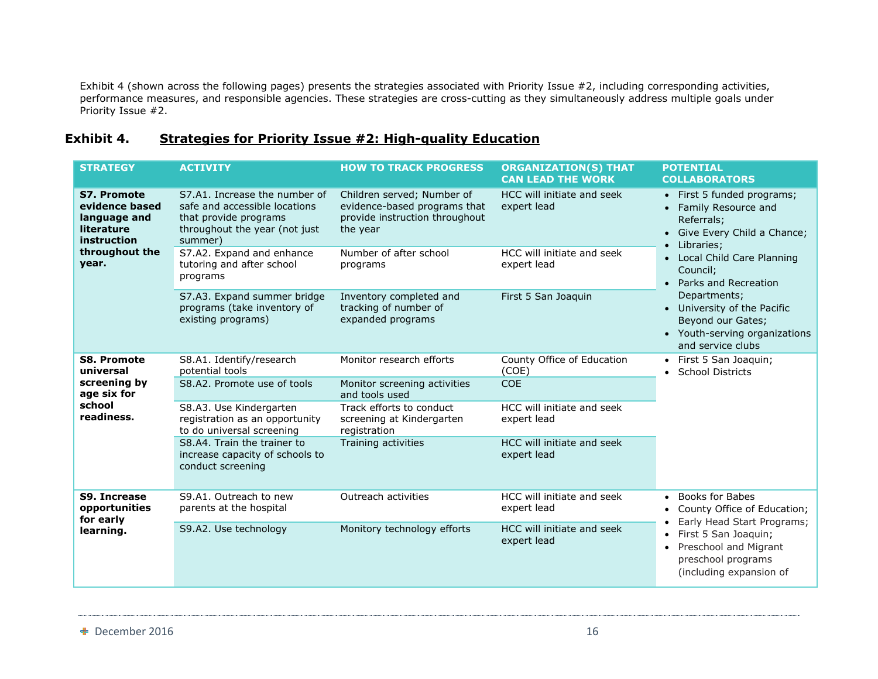Exhibit 4 (shown across the following pages) presents the strategies associated with Priority Issue #2, including corresponding activities, performance measures, and responsible agencies. These strategies are cross-cutting as they simultaneously address multiple goals under Priority Issue #2.

## Exhibit 4. Strategies for Priority Issue #2: High-quality Education

| STRATEGY | ACTIVITY | HOW TO TRACK PROGRESS | ORGANIZATION(S) THAT CAN LEAD THE WORK | POTENTIAL COLLABORATORS |
|---|---|---|---|---|
| **S7. Promote evidence based language and literature instruction throughout the year.** | S7.A1. Increase the number of safe and accessible locations that provide programs throughout the year (not just summer) | Children served; Number of evidence-based programs that provide instruction throughout the year | HCC will initiate and seek expert lead | • First 5 funded programs;<br>• Family Resource and Referrals;<br>• Give Every Child a Chance;<br>• Libraries;<br>• Local Child Care Planning Council;<br>• Parks and Recreation Departments;<br>• University of the Pacific Beyond our Gates;<br>• Youth-serving organizations and service clubs |
| | S7.A2. Expand and enhance tutoring and after school programs | Number of after school programs | HCC will initiate and seek expert lead | |
| | S7.A3. Expand summer bridge programs (take inventory of existing programs) | Inventory completed and tracking of number of expanded programs | First 5 San Joaquin | |
| **S8. Promote universal screening by age six for school readiness.** | S8.A1. Identify/research potential tools | Monitor research efforts | County Office of Education (COE) | • First 5 San Joaquin;<br>• School Districts |
| | S8.A2. Promote use of tools | Monitor screening activities and tools used | COE | |
| | S8.A3. Use Kindergarten registration as an opportunity to do universal screening | Track efforts to conduct screening at Kindergarten registration | HCC will initiate and seek expert lead | |
| | S8.A4. Train the trainer to increase capacity of schools to conduct screening | Training activities | HCC will initiate and seek expert lead | |
| **S9. Increase opportunities for early learning.** | S9.A1. Outreach to new parents at the hospital | Outreach activities | HCC will initiate and seek expert lead | • Books for Babes<br>• County Office of Education;<br>• Early Head Start Programs;<br>• First 5 San Joaquin;<br>• Preschool and Migrant preschool programs (including expansion of |
| | S9.A2. Use technology | Monitory technology efforts | HCC will initiate and seek expert lead | |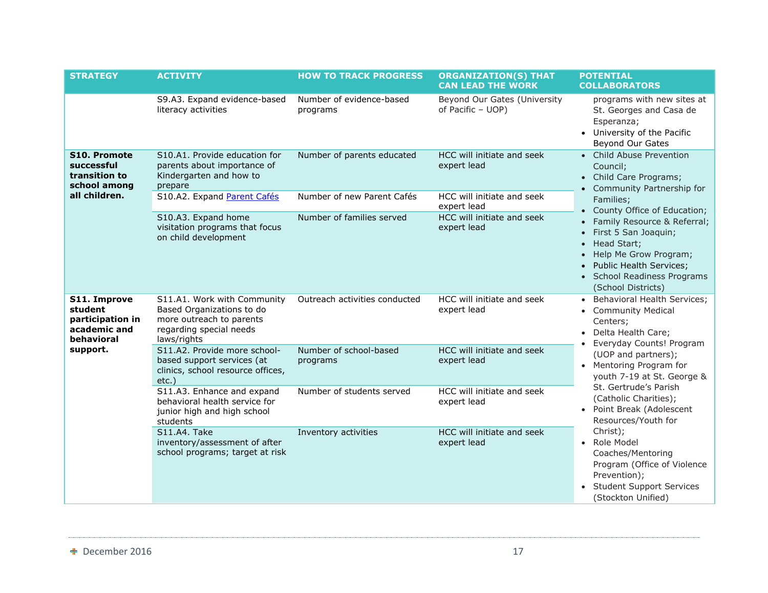| STRATEGY | ACTIVITY | HOW TO TRACK PROGRESS | ORGANIZATION(S) THAT CAN LEAD THE WORK | POTENTIAL COLLABORATORS |
|---|---|---|---|---|
| | S9.A3. Expand evidence-based literacy activities | Number of evidence-based programs | Beyond Our Gates (University of Pacific – UOP) | programs with new sites at St. Georges and Casa de Esperanza;<br>• University of the Pacific Beyond Our Gates |
| **S10. Promote successful transition to school among all children.** | S10.A1. Provide education for parents about importance of Kindergarten and how to prepare | Number of parents educated | HCC will initiate and seek expert lead | • Child Abuse Prevention Council;<br>• Child Care Programs;<br>• Community Partnership for Families;<br>• County Office of Education;<br>• Family Resource & Referral;<br>• First 5 San Joaquin;<br>• Head Start;<br>• Help Me Grow Program;<br>• Public Health Services;<br>• School Readiness Programs (School Districts) |
| | S10.A2. Expand [Parent Cafés]() | Number of new Parent Cafés | HCC will initiate and seek expert lead | |
| | S10.A3. Expand home visitation programs that focus on child development | Number of families served | HCC will initiate and seek expert lead | |
| **S11. Improve student participation in academic and behavioral support.** | S11.A1. Work with Community Based Organizations to do more outreach to parents regarding special needs laws/rights | Outreach activities conducted | HCC will initiate and seek expert lead | • Behavioral Health Services;<br>• Community Medical Centers;<br>• Delta Health Care;<br>• Everyday Counts! Program (UOP and partners);<br>• Mentoring Program for youth 7-19 at St. George & St. Gertrude's Parish (Catholic Charities);<br>• Point Break (Adolescent Resources/Youth for Christ);<br>• Role Model Coaches/Mentoring Program (Office of Violence Prevention);<br>• Student Support Services (Stockton Unified) |
| | S11.A2. Provide more school-based support services (at clinics, school resource offices, etc.) | Number of school-based programs | HCC will initiate and seek expert lead | |
| | S11.A3. Enhance and expand behavioral health service for junior high and high school students | Number of students served | HCC will initiate and seek expert lead | |
| | S11.A4. Take inventory/assessment of after school programs; target at risk | Inventory activities | HCC will initiate and seek expert lead | |

December 2016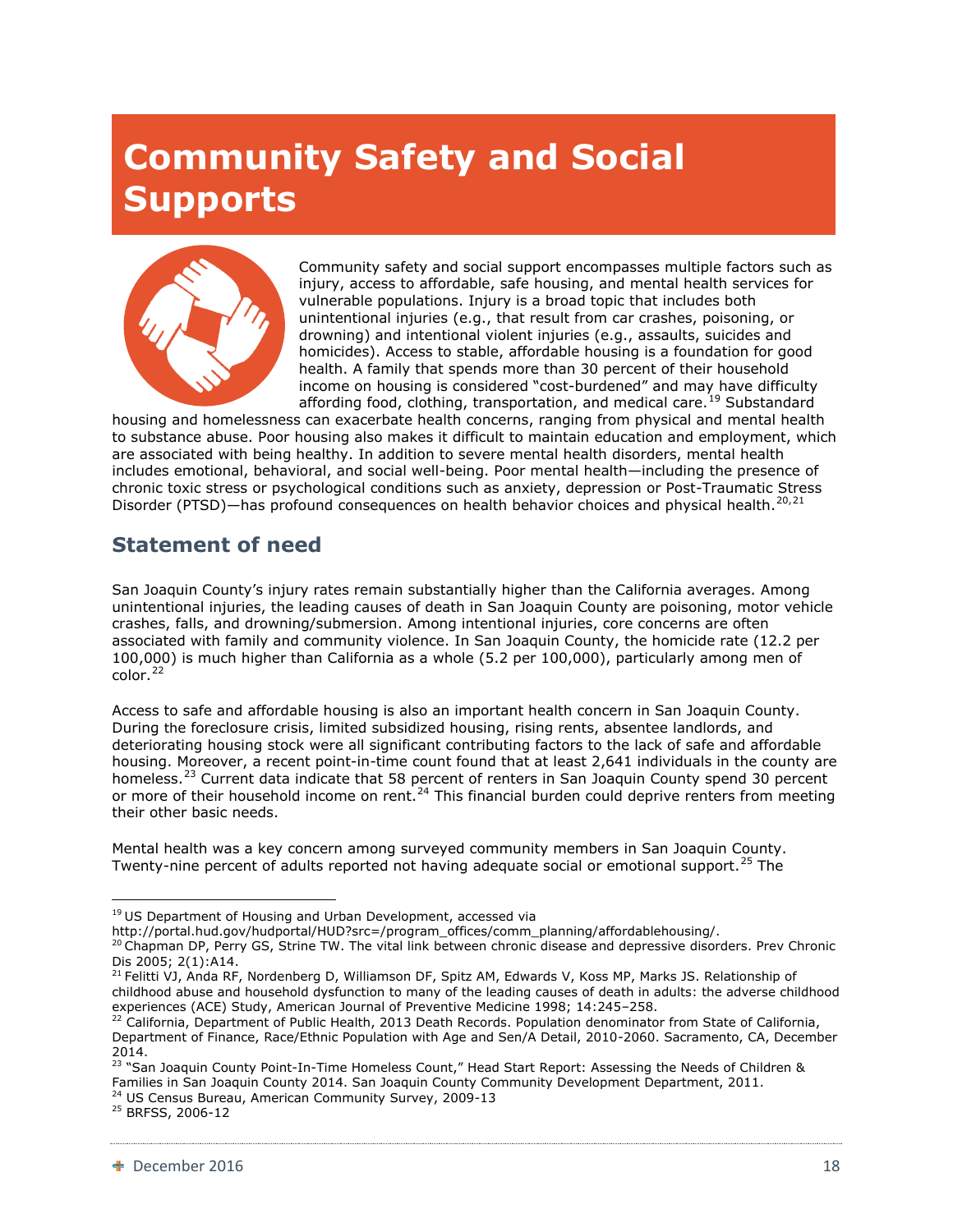# Community Safety and Social Supports

Community safety and social support encompasses multiple factors such as injury, access to affordable, safe housing, and mental health services for vulnerable populations. Injury is a broad topic that includes both unintentional injuries (e.g., that result from car crashes, poisoning, or drowning) and intentional violent injuries (e.g., assaults, suicides and homicides). Access to stable, affordable housing is a foundation for good health. A family that spends more than 30 percent of their household income on housing is considered "cost-burdened" and may have difficulty affording food, clothing, transportation, and medical care.[19] Substandard housing and homelessness can exacerbate health concerns, ranging from physical and mental health to substance abuse. Poor housing also makes it difficult to maintain education and employment, which are associated with being healthy. In addition to severe mental health disorders, mental health includes emotional, behavioral, and social well-being. Poor mental health—including the presence of chronic toxic stress or psychological conditions such as anxiety, depression or Post-Traumatic Stress Disorder (PTSD)—has profound consequences on health behavior choices and physical health.[20,21]

## Statement of need

San Joaquin County's injury rates remain substantially higher than the California averages. Among unintentional injuries, the leading causes of death in San Joaquin County are poisoning, motor vehicle crashes, falls, and drowning/submersion. Among intentional injuries, core concerns are often associated with family and community violence. In San Joaquin County, the homicide rate (12.2 per 100,000) is much higher than California as a whole (5.2 per 100,000), particularly among men of color.[22]

Access to safe and affordable housing is also an important health concern in San Joaquin County. During the foreclosure crisis, limited subsidized housing, rising rents, absentee landlords, and deteriorating housing stock were all significant contributing factors to the lack of safe and affordable housing. Moreover, a recent point-in-time count found that at least 2,641 individuals in the county are homeless.[23] Current data indicate that 58 percent of renters in San Joaquin County spend 30 percent or more of their household income on rent.[24] This financial burden could deprive renters from meeting their other basic needs.

Mental health was a key concern among surveyed community members in San Joaquin County. Twenty-nine percent of adults reported not having adequate social or emotional support.[25] The

---

[19] US Department of Housing and Urban Development, accessed via http://portal.hud.gov/hudportal/HUD?src=/program_offices/comm_planning/affordablehousing/.

[20] Chapman DP, Perry GS, Strine TW. The vital link between chronic disease and depressive disorders. Prev Chronic Dis 2005; 2(1):A14.

[21] Felitti VJ, Anda RF, Nordenberg D, Williamson DF, Spitz AM, Edwards V, Koss MP, Marks JS. Relationship of childhood abuse and household dysfunction to many of the leading causes of death in adults: the adverse childhood experiences (ACE) Study, American Journal of Preventive Medicine 1998; 14:245–258.

[22] California, Department of Public Health, 2013 Death Records. Population denominator from State of California, Department of Finance, Race/Ethnic Population with Age and Sen/A Detail, 2010-2060. Sacramento, CA, December 2014.

[23] "San Joaquin County Point-In-Time Homeless Count," Head Start Report: Assessing the Needs of Children & Families in San Joaquin County 2014. San Joaquin County Community Development Department, 2011.

[24] US Census Bureau, American Community Survey, 2009-13

[25] BRFSS, 2006-12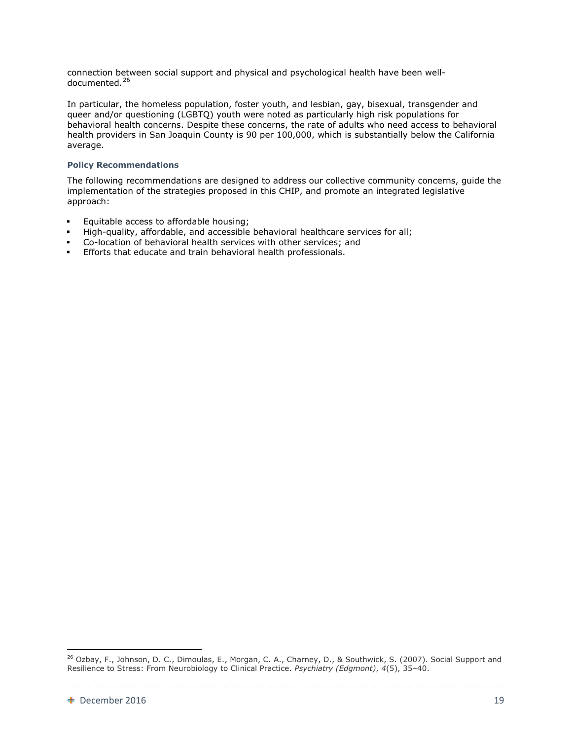connection between social support and physical and psychological health have been well-documented.[26]

In particular, the homeless population, foster youth, and lesbian, gay, bisexual, transgender and queer and/or questioning (LGBTQ) youth were noted as particularly high risk populations for behavioral health concerns. Despite these concerns, the rate of adults who need access to behavioral health providers in San Joaquin County is 90 per 100,000, which is substantially below the California average.

#### Policy Recommendations

The following recommendations are designed to address our collective community concerns, guide the implementation of the strategies proposed in this CHIP, and promote an integrated legislative approach:

- Equitable access to affordable housing;
- High-quality, affordable, and accessible behavioral healthcare services for all;
- Co-location of behavioral health services with other services; and
- Efforts that educate and train behavioral health professionals.

---

[26] Ozbay, F., Johnson, D. C., Dimoulas, E., Morgan, C. A., Charney, D., & Southwick, S. (2007). Social Support and Resilience to Stress: From Neurobiology to Clinical Practice. *Psychiatry (Edgmont)*, *4*(5), 35–40.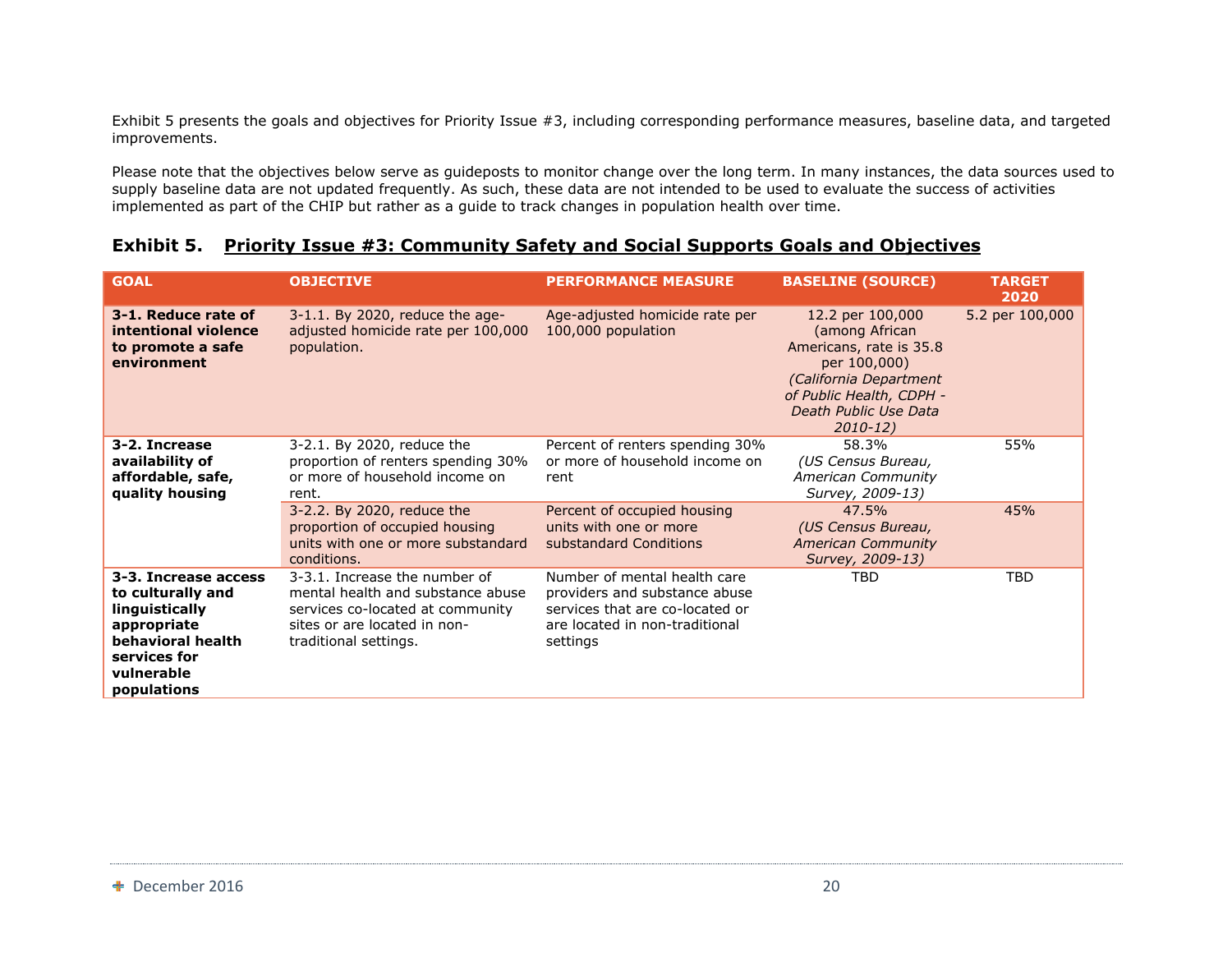Exhibit 5 presents the goals and objectives for Priority Issue #3, including corresponding performance measures, baseline data, and targeted improvements.

Please note that the objectives below serve as guideposts to monitor change over the long term. In many instances, the data sources used to supply baseline data are not updated frequently. As such, these data are not intended to be used to evaluate the success of activities implemented as part of the CHIP but rather as a guide to track changes in population health over time.

### Exhibit 5. Priority Issue #3: Community Safety and Social Supports Goals and Objectives

| GOAL | OBJECTIVE | PERFORMANCE MEASURE | BASELINE (SOURCE) | TARGET 2020 |
|---|---|---|---|---|
| **3-1. Reduce rate of intentional violence to promote a safe environment** | 3-1.1. By 2020, reduce the age-adjusted homicide rate per 100,000 population. | Age-adjusted homicide rate per 100,000 population | 12.2 per 100,000 (among African Americans, rate is 35.8 per 100,000) *(California Department of Public Health, CDPH - Death Public Use Data 2010-12)* | 5.2 per 100,000 |
| **3-2. Increase availability of affordable, safe, quality housing** | 3-2.1. By 2020, reduce the proportion of renters spending 30% or more of household income on rent. | Percent of renters spending 30% or more of household income on rent | 58.3% *(US Census Bureau, American Community Survey, 2009-13)* | 55% |
| | 3-2.2. By 2020, reduce the proportion of occupied housing units with one or more substandard conditions. | Percent of occupied housing units with one or more substandard Conditions | 47.5% *(US Census Bureau, American Community Survey, 2009-13)* | 45% |
| **3-3. Increase access to culturally and linguistically appropriate behavioral health services for vulnerable populations** | 3-3.1. Increase the number of mental health and substance abuse services co-located at community sites or are located in non-traditional settings. | Number of mental health care providers and substance abuse services that are co-located or are located in non-traditional settings | TBD | TBD |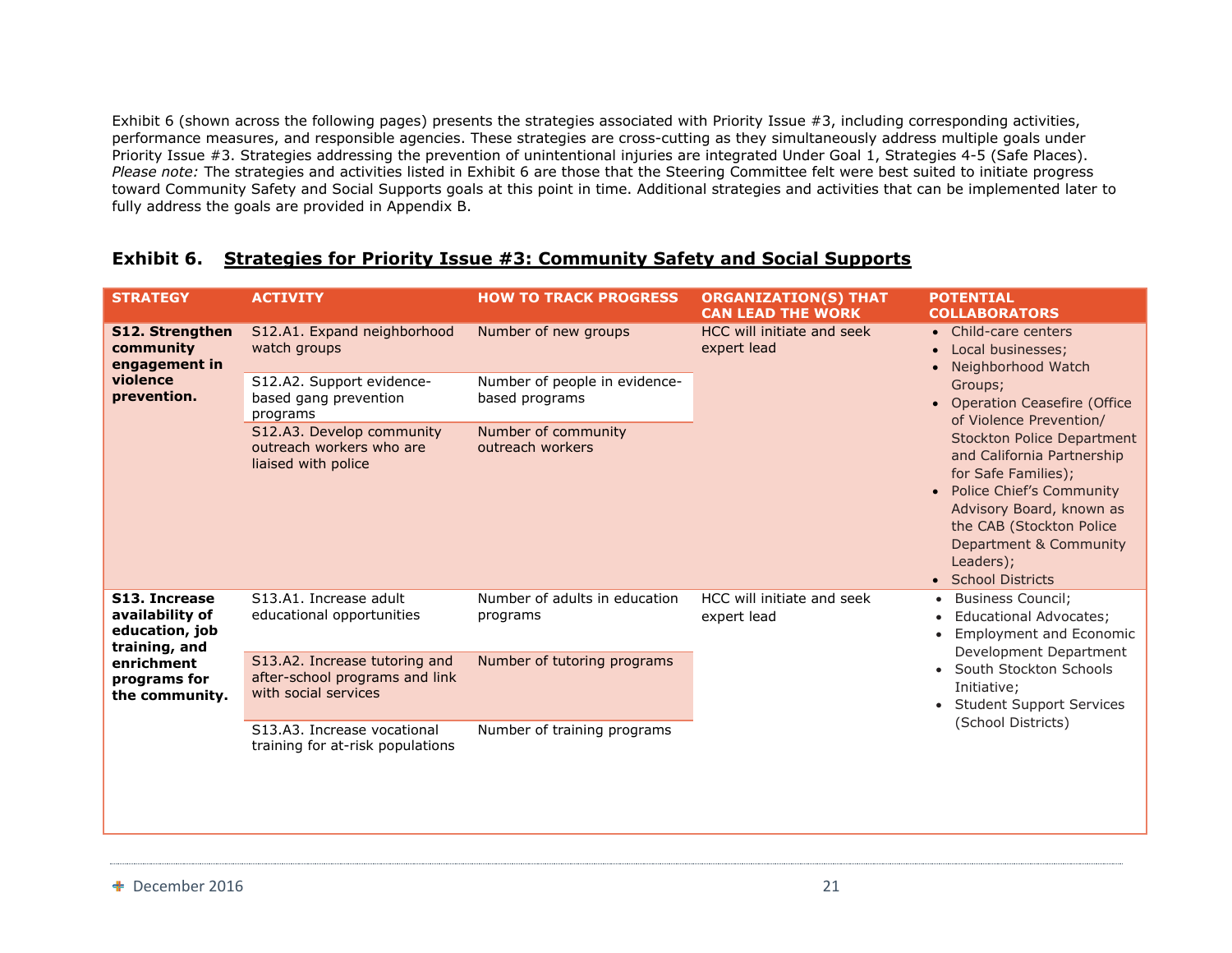Exhibit 6 (shown across the following pages) presents the strategies associated with Priority Issue #3, including corresponding activities, performance measures, and responsible agencies. These strategies are cross-cutting as they simultaneously address multiple goals under Priority Issue #3. Strategies addressing the prevention of unintentional injuries are integrated Under Goal 1, Strategies 4-5 (Safe Places). *Please note:* The strategies and activities listed in Exhibit 6 are those that the Steering Committee felt were best suited to initiate progress toward Community Safety and Social Supports goals at this point in time. Additional strategies and activities that can be implemented later to fully address the goals are provided in Appendix B.

## Exhibit 6. Strategies for Priority Issue #3: Community Safety and Social Supports

| STRATEGY | ACTIVITY | HOW TO TRACK PROGRESS | ORGANIZATION(S) THAT CAN LEAD THE WORK | POTENTIAL COLLABORATORS |
|---|---|---|---|---|
| **S12. Strengthen community engagement in violence prevention.** | S12.A1. Expand neighborhood watch groups | Number of new groups | HCC will initiate and seek expert lead | • Child-care centers<br>• Local businesses;<br>• Neighborhood Watch Groups;<br>• Operation Ceasefire (Office of Violence Prevention/ Stockton Police Department and California Partnership for Safe Families);<br>• Police Chief's Community Advisory Board, known as the CAB (Stockton Police Department & Community Leaders);<br>• School Districts |
| | S12.A2. Support evidence-based gang prevention programs | Number of people in evidence-based programs | | |
| | S12.A3. Develop community outreach workers who are liaised with police | Number of community outreach workers | | |
| **S13. Increase availability of education, job training, and enrichment programs for the community.** | S13.A1. Increase adult educational opportunities | Number of adults in education programs | HCC will initiate and seek expert lead | • Business Council;<br>• Educational Advocates;<br>• Employment and Economic Development Department<br>• South Stockton Schools Initiative;<br>• Student Support Services (School Districts) |
| | S13.A2. Increase tutoring and after-school programs and link with social services | Number of tutoring programs | | |
| | S13.A3. Increase vocational training for at-risk populations | Number of training programs | | |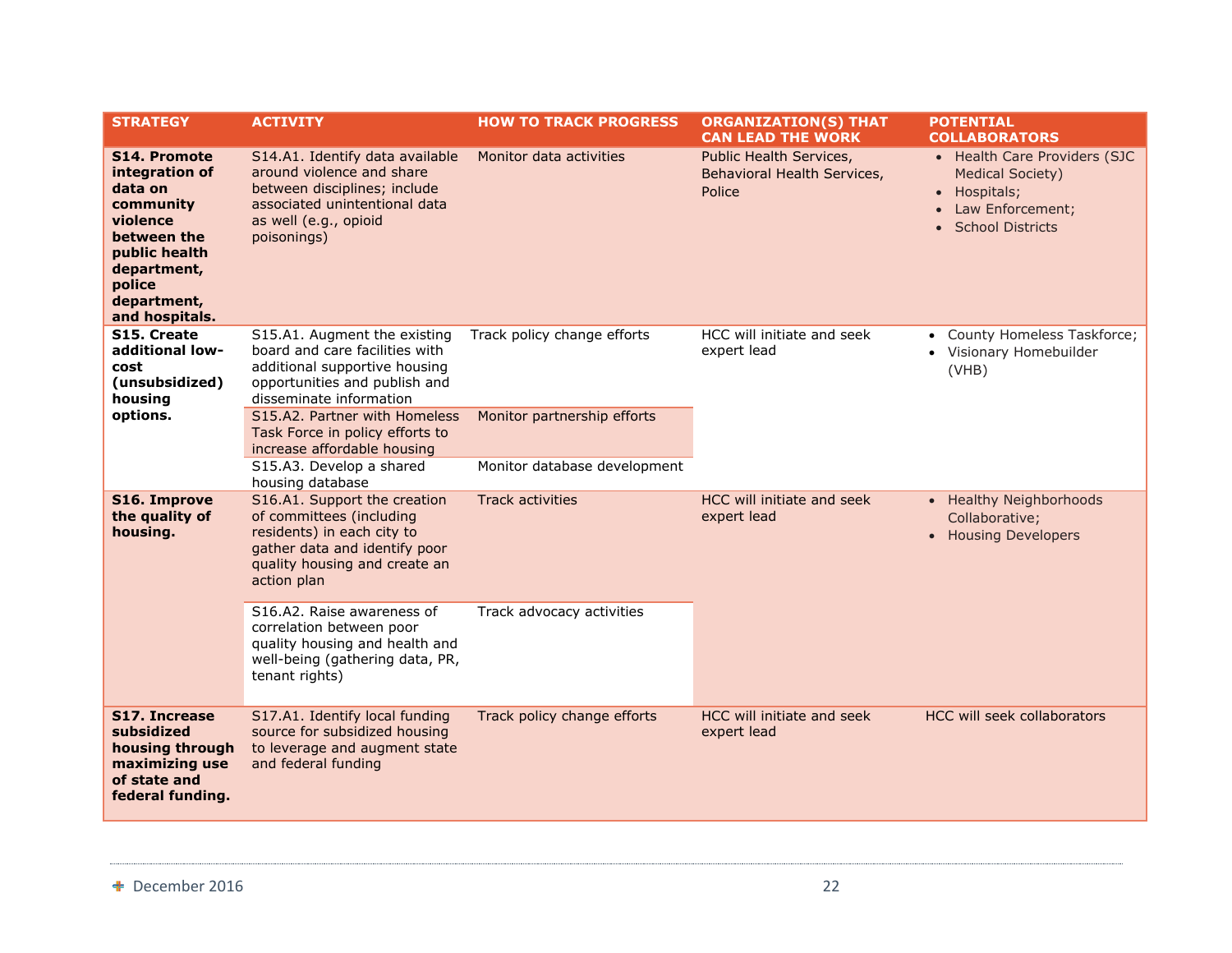| STRATEGY | ACTIVITY | HOW TO TRACK PROGRESS | ORGANIZATION(S) THAT CAN LEAD THE WORK | POTENTIAL COLLABORATORS |
|---|---|---|---|---|
| **S14. Promote integration of data on community violence between the public health department, police department, and hospitals.** | S14.A1. Identify data available around violence and share between disciplines; include associated unintentional data as well (e.g., opioid poisonings) | Monitor data activities | Public Health Services, Behavioral Health Services, Police | • Health Care Providers (SJC Medical Society)<br>• Hospitals;<br>• Law Enforcement;<br>• School Districts |
| **S15. Create additional low-cost (unsubsidized) housing options.** | S15.A1. Augment the existing board and care facilities with additional supportive housing opportunities and publish and disseminate information | Track policy change efforts | HCC will initiate and seek expert lead | • County Homeless Taskforce;<br>• Visionary Homebuilder (VHB) |
| | S15.A2. Partner with Homeless Task Force in policy efforts to increase affordable housing | Monitor partnership efforts | | |
| | S15.A3. Develop a shared housing database | Monitor database development | | |
| **S16. Improve the quality of housing.** | S16.A1. Support the creation of committees (including residents) in each city to gather data and identify poor quality housing and create an action plan | Track activities | HCC will initiate and seek expert lead | • Healthy Neighborhoods Collaborative;<br>• Housing Developers |
| | S16.A2. Raise awareness of correlation between poor quality housing and health and well-being (gathering data, PR, tenant rights) | Track advocacy activities | | |
| **S17. Increase subsidized housing through maximizing use of state and federal funding.** | S17.A1. Identify local funding source for subsidized housing to leverage and augment state and federal funding | Track policy change efforts | HCC will initiate and seek expert lead | HCC will seek collaborators |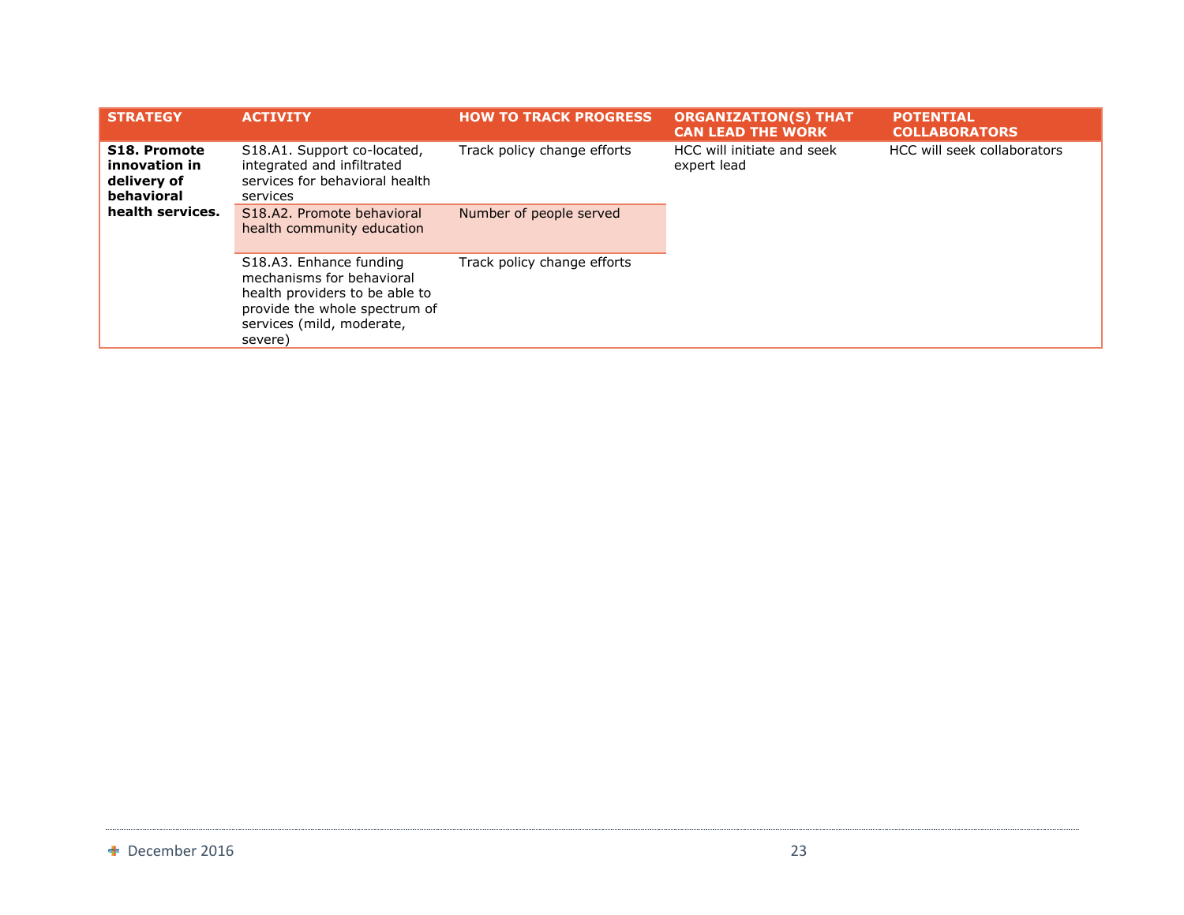| STRATEGY | ACTIVITY | HOW TO TRACK PROGRESS | ORGANIZATION(S) THAT CAN LEAD THE WORK | POTENTIAL COLLABORATORS |
|---|---|---|---|---|
| **S18. Promote innovation in delivery of behavioral health services.** | S18.A1. Support co-located, integrated and infiltrated services for behavioral health services | Track policy change efforts | HCC will initiate and seek expert lead | HCC will seek collaborators |
| | S18.A2. Promote behavioral health community education | Number of people served | | |
| | S18.A3. Enhance funding mechanisms for behavioral health providers to be able to provide the whole spectrum of services (mild, moderate, severe) | Track policy change efforts | | |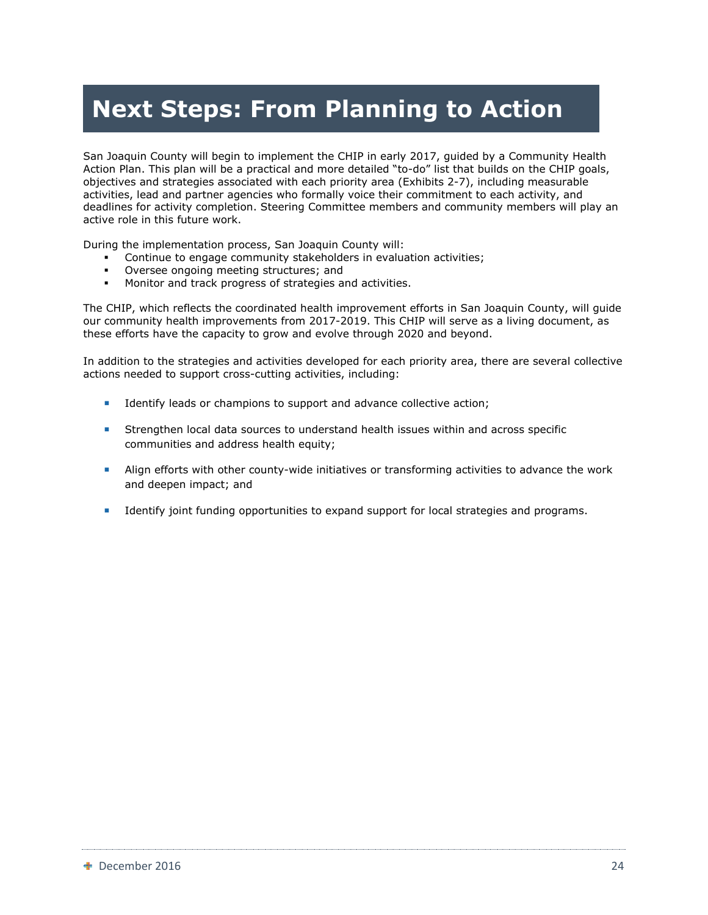# Next Steps: From Planning to Action

San Joaquin County will begin to implement the CHIP in early 2017, guided by a Community Health Action Plan. This plan will be a practical and more detailed "to-do" list that builds on the CHIP goals, objectives and strategies associated with each priority area (Exhibits 2-7), including measurable activities, lead and partner agencies who formally voice their commitment to each activity, and deadlines for activity completion. Steering Committee members and community members will play an active role in this future work.

During the implementation process, San Joaquin County will:

- Continue to engage community stakeholders in evaluation activities;
- Oversee ongoing meeting structures; and
- Monitor and track progress of strategies and activities.

The CHIP, which reflects the coordinated health improvement efforts in San Joaquin County, will guide our community health improvements from 2017-2019. This CHIP will serve as a living document, as these efforts have the capacity to grow and evolve through 2020 and beyond.

In addition to the strategies and activities developed for each priority area, there are several collective actions needed to support cross-cutting activities, including:

- Identify leads or champions to support and advance collective action;
- Strengthen local data sources to understand health issues within and across specific communities and address health equity;
- Align efforts with other county-wide initiatives or transforming activities to advance the work and deepen impact; and
- Identify joint funding opportunities to expand support for local strategies and programs.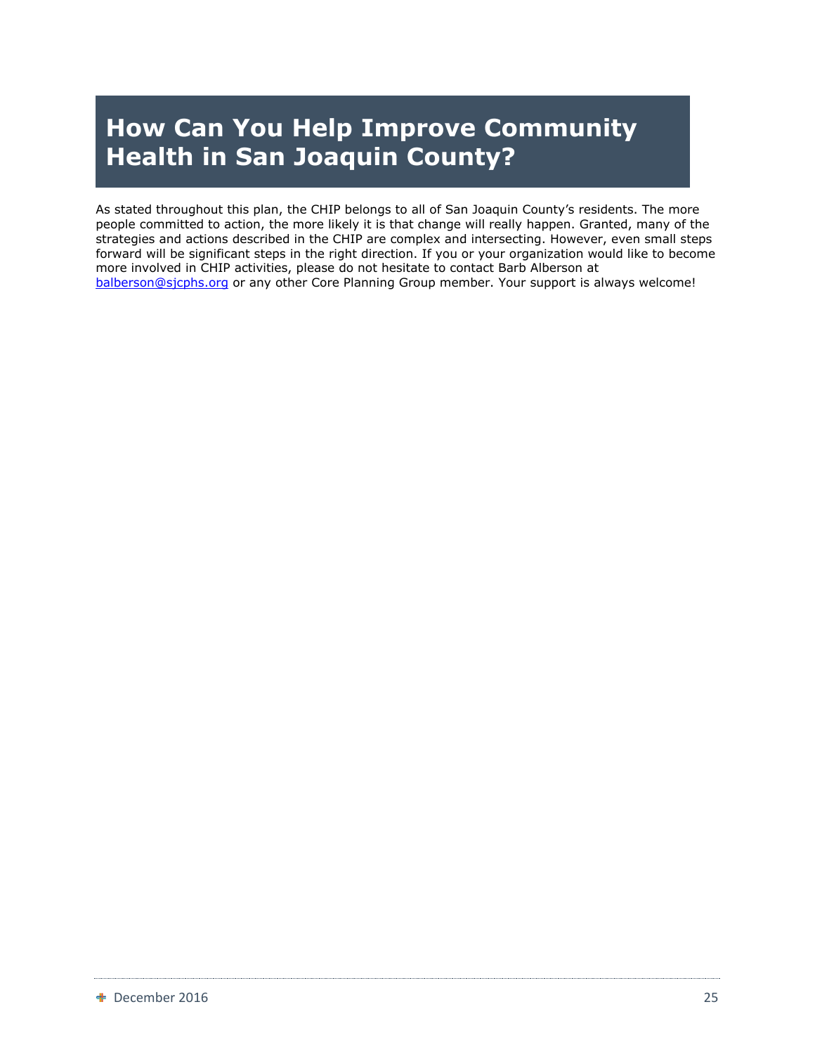# How Can You Help Improve Community Health in San Joaquin County?

As stated throughout this plan, the CHIP belongs to all of San Joaquin County's residents. The more people committed to action, the more likely it is that change will really happen. Granted, many of the strategies and actions described in the CHIP are complex and intersecting. However, even small steps forward will be significant steps in the right direction. If you or your organization would like to become more involved in CHIP activities, please do not hesitate to contact Barb Alberson at balberson@sjcphs.org or any other Core Planning Group member. Your support is always welcome!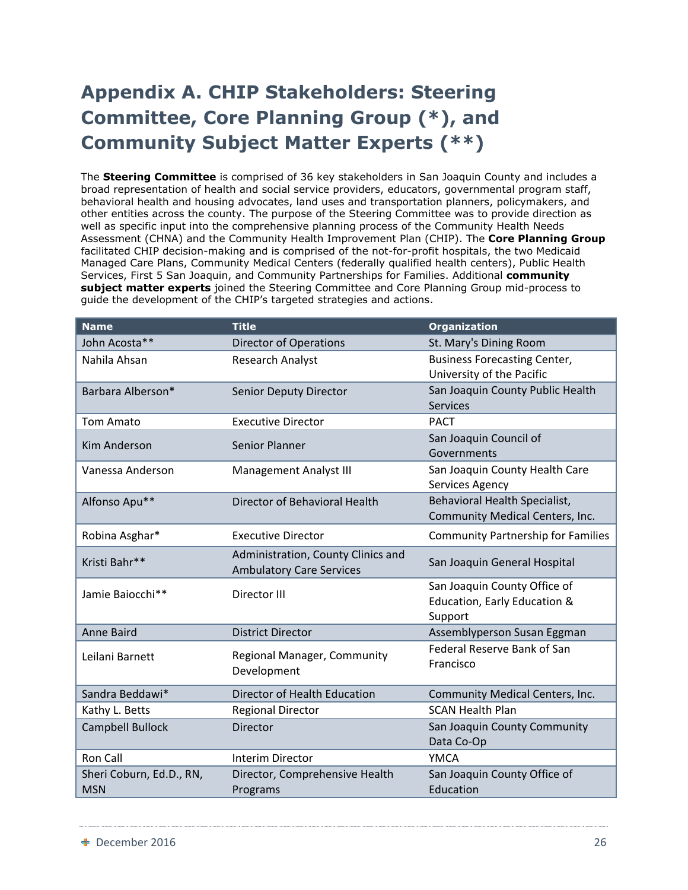# Appendix A. CHIP Stakeholders: Steering Committee, Core Planning Group (*), and Community Subject Matter Experts (**)

The **Steering Committee** is comprised of 36 key stakeholders in San Joaquin County and includes a broad representation of health and social service providers, educators, governmental program staff, behavioral health and housing advocates, land uses and transportation planners, policymakers, and other entities across the county. The purpose of the Steering Committee was to provide direction as well as specific input into the comprehensive planning process of the Community Health Needs Assessment (CHNA) and the Community Health Improvement Plan (CHIP). The **Core Planning Group** facilitated CHIP decision-making and is comprised of the not-for-profit hospitals, the two Medicaid Managed Care Plans, Community Medical Centers (federally qualified health centers), Public Health Services, First 5 San Joaquin, and Community Partnerships for Families. Additional **community subject matter experts** joined the Steering Committee and Core Planning Group mid-process to guide the development of the CHIP's targeted strategies and actions.

| Name | Title | Organization |
|---|---|---|
| John Acosta** | Director of Operations | St. Mary's Dining Room |
| Nahila Ahsan | Research Analyst | Business Forecasting Center, University of the Pacific |
| Barbara Alberson* | Senior Deputy Director | San Joaquin County Public Health Services |
| Tom Amato | Executive Director | PACT |
| Kim Anderson | Senior Planner | San Joaquin Council of Governments |
| Vanessa Anderson | Management Analyst III | San Joaquin County Health Care Services Agency |
| Alfonso Apu** | Director of Behavioral Health | Behavioral Health Specialist, Community Medical Centers, Inc. |
| Robina Asghar* | Executive Director | Community Partnership for Families |
| Kristi Bahr** | Administration, County Clinics and Ambulatory Care Services | San Joaquin General Hospital |
| Jamie Baiocchi** | Director III | San Joaquin County Office of Education, Early Education & Support |
| Anne Baird | District Director | Assemblyperson Susan Eggman |
| Leilani Barnett | Regional Manager, Community Development | Federal Reserve Bank of San Francisco |
| Sandra Beddawi* | Director of Health Education | Community Medical Centers, Inc. |
| Kathy L. Betts | Regional Director | SCAN Health Plan |
| Campbell Bullock | Director | San Joaquin County Community Data Co-Op |
| Ron Call | Interim Director | YMCA |
| Sheri Coburn, Ed.D., RN, MSN | Director, Comprehensive Health Programs | San Joaquin County Office of Education |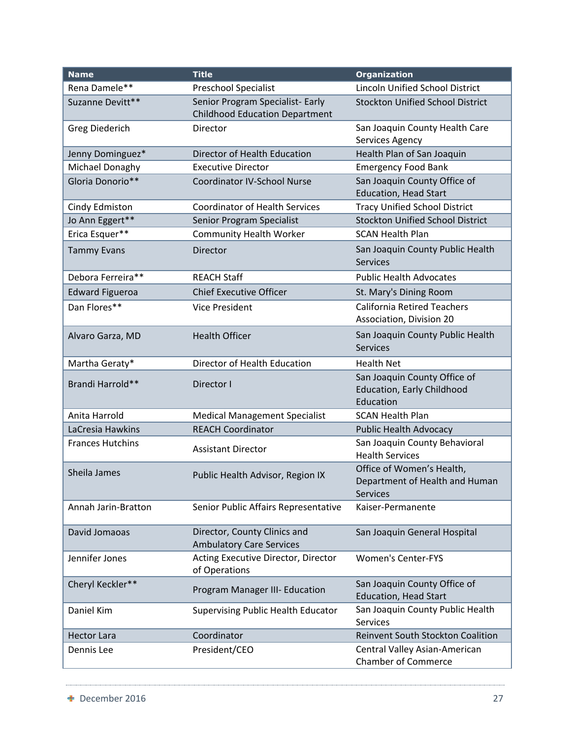| Name | Title | Organization |
|---|---|---|
| Rena Damele** | Preschool Specialist | Lincoln Unified School District |
| Suzanne Devitt** | Senior Program Specialist- Early Childhood Education Department | Stockton Unified School District |
| Greg Diederich | Director | San Joaquin County Health Care Services Agency |
| Jenny Dominguez* | Director of Health Education | Health Plan of San Joaquin |
| Michael Donaghy | Executive Director | Emergency Food Bank |
| Gloria Donorio** | Coordinator IV-School Nurse | San Joaquin County Office of Education, Head Start |
| Cindy Edmiston | Coordinator of Health Services | Tracy Unified School District |
| Jo Ann Eggert** | Senior Program Specialist | Stockton Unified School District |
| Erica Esquer** | Community Health Worker | SCAN Health Plan |
| Tammy Evans | Director | San Joaquin County Public Health Services |
| Debora Ferreira** | REACH Staff | Public Health Advocates |
| Edward Figueroa | Chief Executive Officer | St. Mary's Dining Room |
| Dan Flores** | Vice President | California Retired Teachers Association, Division 20 |
| Alvaro Garza, MD | Health Officer | San Joaquin County Public Health Services |
| Martha Geraty* | Director of Health Education | Health Net |
| Brandi Harrold** | Director I | San Joaquin County Office of Education, Early Childhood Education |
| Anita Harrold | Medical Management Specialist | SCAN Health Plan |
| LaCresia Hawkins | REACH Coordinator | Public Health Advocacy |
| Frances Hutchins | Assistant Director | San Joaquin County Behavioral Health Services |
| Sheila James | Public Health Advisor, Region IX | Office of Women's Health, Department of Health and Human Services |
| Annah Jarin-Bratton | Senior Public Affairs Representative | Kaiser-Permanente |
| David Jomaoas | Director, County Clinics and Ambulatory Care Services | San Joaquin General Hospital |
| Jennifer Jones | Acting Executive Director, Director of Operations | Women's Center-FYS |
| Cheryl Keckler** | Program Manager III- Education | San Joaquin County Office of Education, Head Start |
| Daniel Kim | Supervising Public Health Educator | San Joaquin County Public Health Services |
| Hector Lara | Coordinator | Reinvent South Stockton Coalition |
| Dennis Lee | President/CEO | Central Valley Asian-American Chamber of Commerce |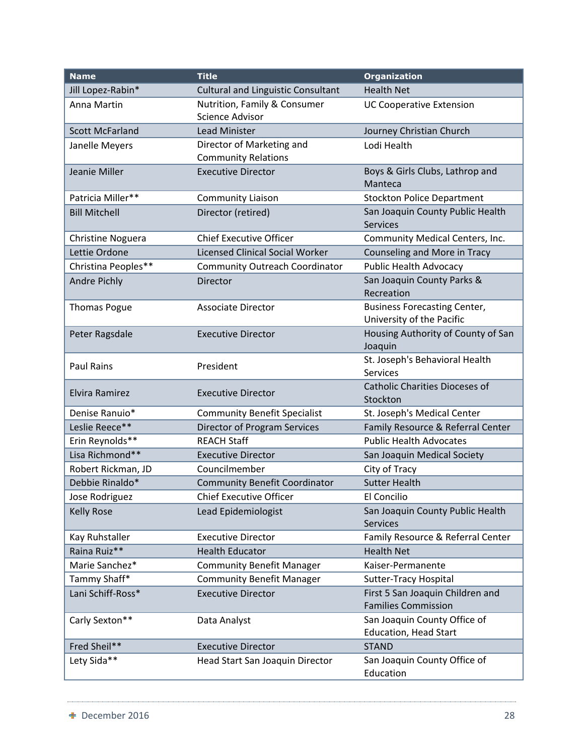| Name | Title | Organization |
|---|---|---|
| Jill Lopez-Rabin* | Cultural and Linguistic Consultant | Health Net |
| Anna Martin | Nutrition, Family & Consumer Science Advisor | UC Cooperative Extension |
| Scott McFarland | Lead Minister | Journey Christian Church |
| Janelle Meyers | Director of Marketing and Community Relations | Lodi Health |
| Jeanie Miller | Executive Director | Boys & Girls Clubs, Lathrop and Manteca |
| Patricia Miller** | Community Liaison | Stockton Police Department |
| Bill Mitchell | Director (retired) | San Joaquin County Public Health Services |
| Christine Noguera | Chief Executive Officer | Community Medical Centers, Inc. |
| Lettie Ordone | Licensed Clinical Social Worker | Counseling and More in Tracy |
| Christina Peoples** | Community Outreach Coordinator | Public Health Advocacy |
| Andre Pichly | Director | San Joaquin County Parks & Recreation |
| Thomas Pogue | Associate Director | Business Forecasting Center, University of the Pacific |
| Peter Ragsdale | Executive Director | Housing Authority of County of San Joaquin |
| Paul Rains | President | St. Joseph's Behavioral Health Services |
| Elvira Ramirez | Executive Director | Catholic Charities Dioceses of Stockton |
| Denise Ranuio* | Community Benefit Specialist | St. Joseph's Medical Center |
| Leslie Reece** | Director of Program Services | Family Resource & Referral Center |
| Erin Reynolds** | REACH Staff | Public Health Advocates |
| Lisa Richmond** | Executive Director | San Joaquin Medical Society |
| Robert Rickman, JD | Councilmember | City of Tracy |
| Debbie Rinaldo* | Community Benefit Coordinator | Sutter Health |
| Jose Rodriguez | Chief Executive Officer | El Concilio |
| Kelly Rose | Lead Epidemiologist | San Joaquin County Public Health Services |
| Kay Ruhstaller | Executive Director | Family Resource & Referral Center |
| Raina Ruiz** | Health Educator | Health Net |
| Marie Sanchez* | Community Benefit Manager | Kaiser-Permanente |
| Tammy Shaff* | Community Benefit Manager | Sutter-Tracy Hospital |
| Lani Schiff-Ross* | Executive Director | First 5 San Joaquin Children and Families Commission |
| Carly Sexton** | Data Analyst | San Joaquin County Office of Education, Head Start |
| Fred Sheil** | Executive Director | STAND |
| Lety Sida** | Head Start San Joaquin Director | San Joaquin County Office of Education |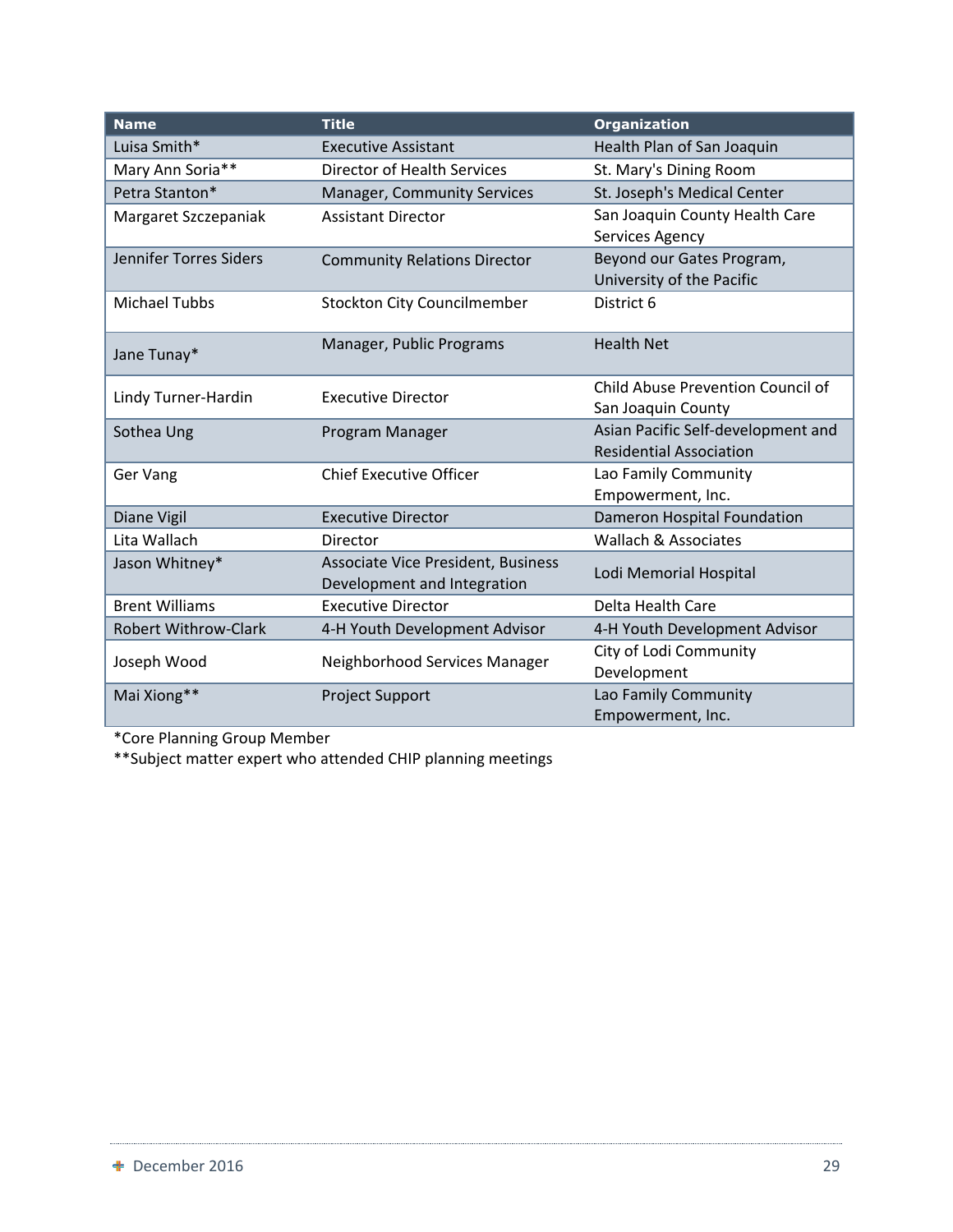| Name | Title | Organization |
|---|---|---|
| Luisa Smith* | Executive Assistant | Health Plan of San Joaquin |
| Mary Ann Soria** | Director of Health Services | St. Mary's Dining Room |
| Petra Stanton* | Manager, Community Services | St. Joseph's Medical Center |
| Margaret Szczepaniak | Assistant Director | San Joaquin County Health Care Services Agency |
| Jennifer Torres Siders | Community Relations Director | Beyond our Gates Program, University of the Pacific |
| Michael Tubbs | Stockton City Councilmember | District 6 |
| Jane Tunay* | Manager, Public Programs | Health Net |
| Lindy Turner-Hardin | Executive Director | Child Abuse Prevention Council of San Joaquin County |
| Sothea Ung | Program Manager | Asian Pacific Self-development and Residential Association |
| Ger Vang | Chief Executive Officer | Lao Family Community Empowerment, Inc. |
| Diane Vigil | Executive Director | Dameron Hospital Foundation |
| Lita Wallach | Director | Wallach & Associates |
| Jason Whitney* | Associate Vice President, Business Development and Integration | Lodi Memorial Hospital |
| Brent Williams | Executive Director | Delta Health Care |
| Robert Withrow-Clark | 4-H Youth Development Advisor | 4-H Youth Development Advisor |
| Joseph Wood | Neighborhood Services Manager | City of Lodi Community Development |
| Mai Xiong** | Project Support | Lao Family Community Empowerment, Inc. |

*Core Planning Group Member
**Subject matter expert who attended CHIP planning meetings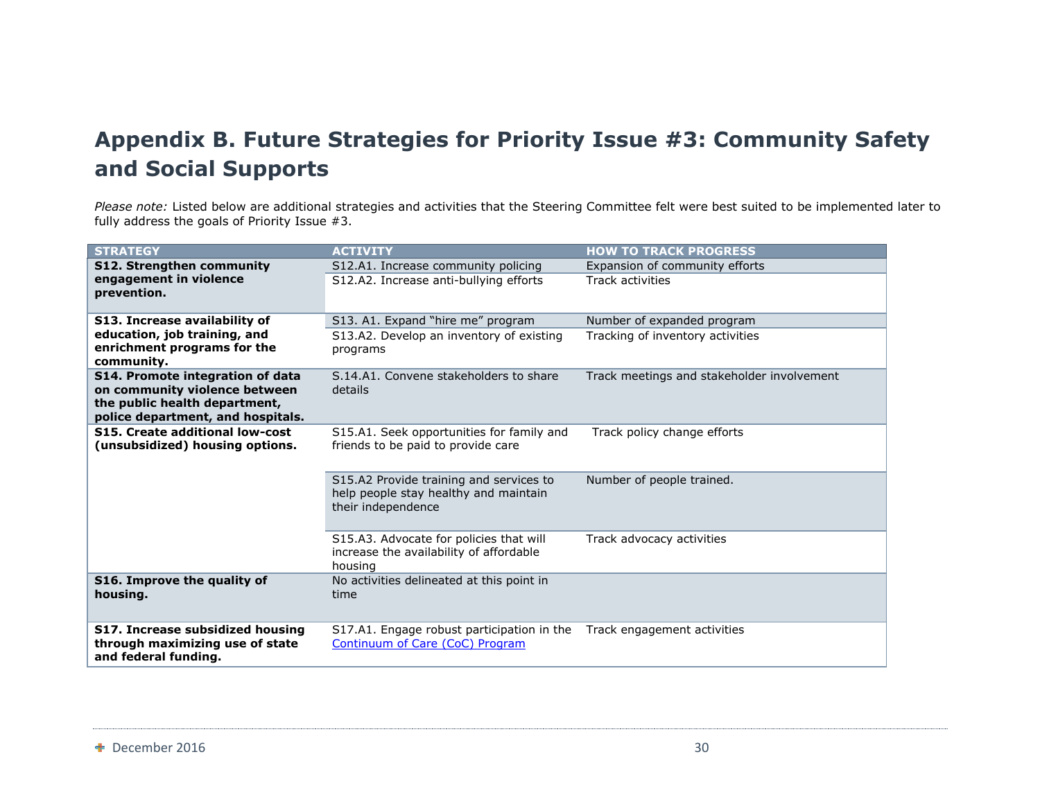# Appendix B. Future Strategies for Priority Issue #3: Community Safety and Social Supports

*Please note:* Listed below are additional strategies and activities that the Steering Committee felt were best suited to be implemented later to fully address the goals of Priority Issue #3.

| STRATEGY | ACTIVITY | HOW TO TRACK PROGRESS |
|---|---|---|
| **S12. Strengthen community engagement in violence prevention.** | S12.A1. Increase community policing | Expansion of community efforts |
| | S12.A2. Increase anti-bullying efforts | Track activities |
| **S13. Increase availability of education, job training, and enrichment programs for the community.** | S13. A1. Expand "hire me" program | Number of expanded program |
| | S13.A2. Develop an inventory of existing programs | Tracking of inventory activities |
| **S14. Promote integration of data on community violence between the public health department, police department, and hospitals.** | S.14.A1. Convene stakeholders to share details | Track meetings and stakeholder involvement |
| **S15. Create additional low-cost (unsubsidized) housing options.** | S15.A1. Seek opportunities for family and friends to be paid to provide care | Track policy change efforts |
| | S15.A2 Provide training and services to help people stay healthy and maintain their independence | Number of people trained. |
| | S15.A3. Advocate for policies that will increase the availability of affordable housing | Track advocacy activities |
| **S16. Improve the quality of housing.** | No activities delineated at this point in time | |
| **S17. Increase subsidized housing through maximizing use of state and federal funding.** | S17.A1. Engage robust participation in the Continuum of Care (CoC) Program | Track engagement activities |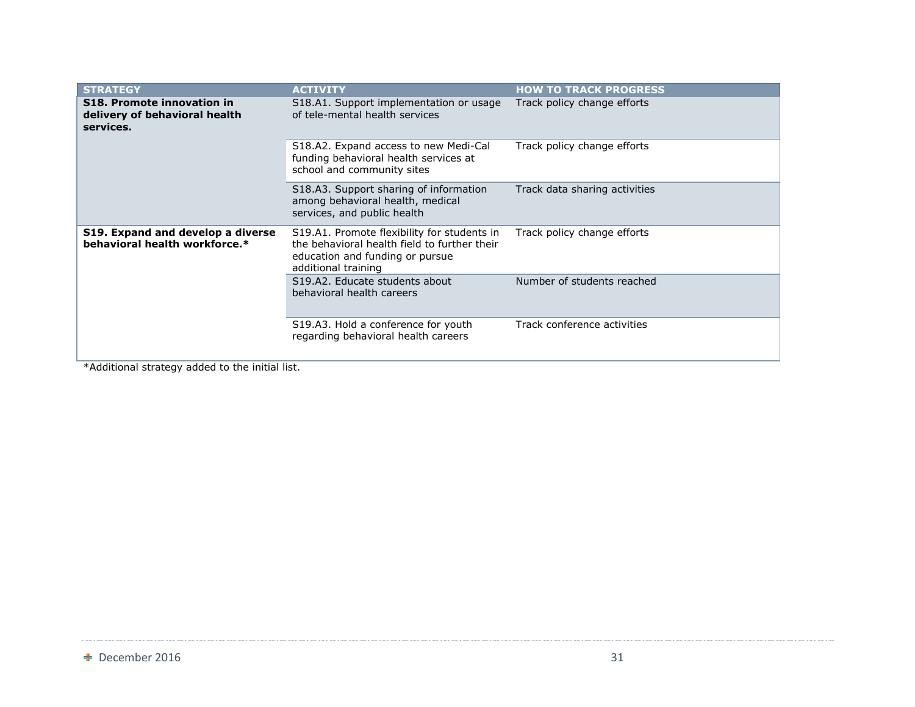| STRATEGY | ACTIVITY | HOW TO TRACK PROGRESS |
|---|---|---|
| **S18. Promote innovation in delivery of behavioral health services.** | S18.A1. Support implementation or usage of tele-mental health services | Track policy change efforts |
| | S18.A2. Expand access to new Medi-Cal funding behavioral health services at school and community sites | Track policy change efforts |
| | S18.A3. Support sharing of information among behavioral health, medical services, and public health | Track data sharing activities |
| **S19. Expand and develop a diverse behavioral health workforce.*** | S19.A1. Promote flexibility for students in the behavioral health field to further their education and funding or pursue additional training | Track policy change efforts |
| | S19.A2. Educate students about behavioral health careers | Number of students reached |
| | S19.A3. Hold a conference for youth regarding behavioral health careers | Track conference activities |

*Additional strategy added to the initial list.